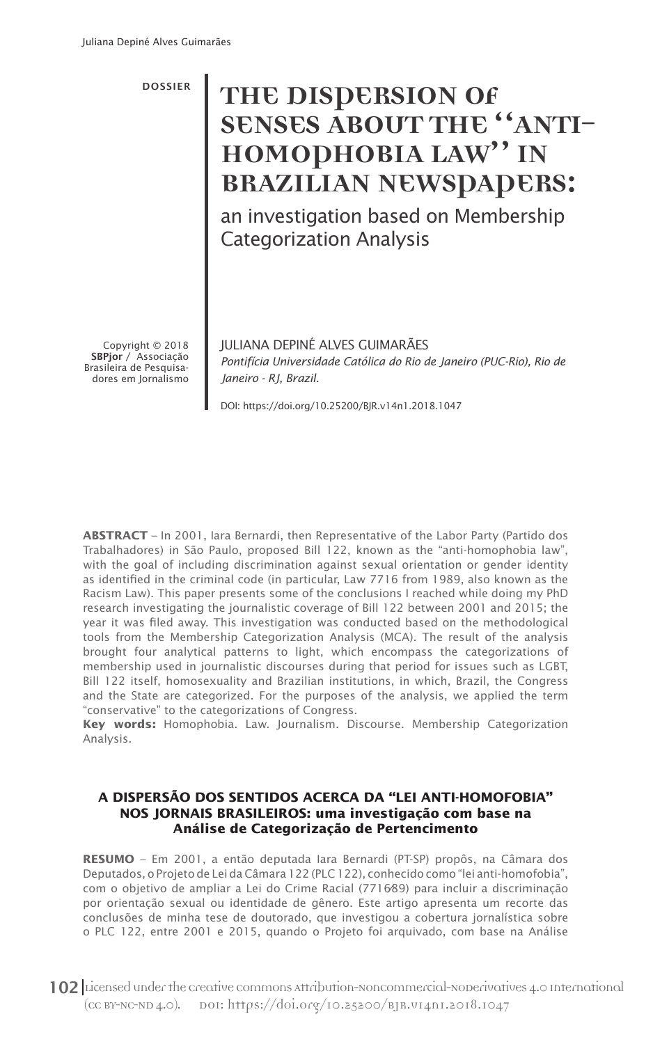DOSSIER

# THE DISPERSION OF SENSES ABOUT THE "ANTI-HOMOPHOBIA LAW" IN BRAZILIAN NEWSPAPERS:

## an investigation based on Membership Categorization Analysis

Copyright © 2018 **SBPjor** / Associação Brasileira de Pesquisadores em Jornalismo

JULIANA DEPINÉ ALVES GUIMARÃES
*Pontifícia Universidade Católica do Rio de Janeiro (PUC-Rio), Rio de Janeiro - RJ, Brazil.*

DOI: https://doi.org/10.25200/BJR.v14n1.2018.1047

**ABSTRACT** – In 2001, Iara Bernardi, then Representative of the Labor Party (Partido dos Trabalhadores) in São Paulo, proposed Bill 122, known as the "anti-homophobia law", with the goal of including discrimination against sexual orientation or gender identity as identified in the criminal code (in particular, Law 7716 from 1989, also known as the Racism Law). This paper presents some of the conclusions I reached while doing my PhD research investigating the journalistic coverage of Bill 122 between 2001 and 2015; the year it was filed away. This investigation was conducted based on the methodological tools from the Membership Categorization Analysis (MCA). The result of the analysis brought four analytical patterns to light, which encompass the categorizations of membership used in journalistic discourses during that period for issues such as LGBT, Bill 122 itself, homosexuality and Brazilian institutions, in which, Brazil, the Congress and the State are categorized. For the purposes of the analysis, we applied the term "conservative" to the categorizations of Congress.

**Key words:** Homophobia. Law. Journalism. Discourse. Membership Categorization Analysis.

**A DISPERSÃO DOS SENTIDOS ACERCA DA "LEI ANTI-HOMOFOBIA" NOS JORNAIS BRASILEIROS: uma investigação com base na Análise de Categorização de Pertencimento**

**RESUMO** – Em 2001, a então deputada Iara Bernardi (PT-SP) propôs, na Câmara dos Deputados, o Projeto de Lei da Câmara 122 (PLC 122), conhecido como "lei anti-homofobia", com o objetivo de ampliar a Lei do Crime Racial (7716/89) para incluir a discriminação por orientação sexual ou identidade de gênero. Este artigo apresenta um recorte das conclusões de minha tese de doutorado, que investigou a cobertura jornalística sobre o PLC 122, entre 2001 e 2015, quando o Projeto foi arquivado, com base na Análise

Licensed under the creative commons Attribution-NonCommercial-NoDerivatives 4.0 International (CC BY-NC-ND 4.0). DOI: https://doi.org/10.25200/BJR.v14n1.2018.1047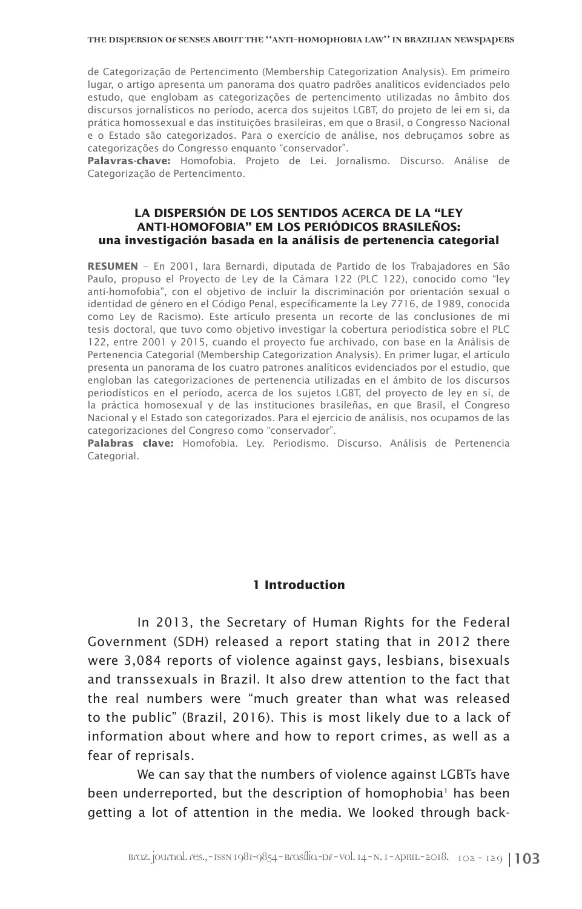de Categorização de Pertencimento (Membership Categorization Analysis). Em primeiro lugar, o artigo apresenta um panorama dos quatro padrões analíticos evidenciados pelo estudo, que englobam as categorizações de pertencimento utilizadas no âmbito dos discursos jornalísticos no período, acerca dos sujeitos LGBT, do projeto de lei em si, da prática homossexual e das instituições brasileiras, em que o Brasil, o Congresso Nacional e o Estado são categorizados. Para o exercício de análise, nos debruçamos sobre as categorizações do Congresso enquanto "conservador".

**Palavras-chave:** Homofobia. Projeto de Lei. Jornalismo. Discurso. Análise de Categorização de Pertencimento.

### LA DISPERSIÓN DE LOS SENTIDOS ACERCA DE LA "LEY ANTI-HOMOFOBIA" EM LOS PERIÓDICOS BRASILEÑOS: una investigación basada en la análisis de pertenencia categorial

**RESUMEN** – En 2001, Iara Bernardi, diputada de Partido de los Trabajadores en São Paulo, propuso el Proyecto de Ley de la Cámara 122 (PLC 122), conocido como "ley anti-homofobia", con el objetivo de incluir la discriminación por orientación sexual o identidad de género en el Código Penal, específicamente la Ley 7716, de 1989, conocida como Ley de Racismo). Este artículo presenta un recorte de las conclusiones de mi tesis doctoral, que tuvo como objetivo investigar la cobertura periodística sobre el PLC 122, entre 2001 y 2015, cuando el proyecto fue archivado, con base en la Análisis de Pertenencia Categorial (Membership Categorization Analysis). En primer lugar, el artículo presenta un panorama de los cuatro patrones analíticos evidenciados por el estudio, que engloban las categorizaciones de pertenencia utilizadas en el ámbito de los discursos periodísticos en el período, acerca de los sujetos LGBT, del proyecto de ley en sí, de la práctica homosexual y de las instituciones brasileñas, en que Brasil, el Congreso Nacional y el Estado son categorizados. Para el ejercicio de análisis, nos ocupamos de las categorizaciones del Congreso como "conservador".

**Palabras clave:** Homofobia. Ley. Periodismo. Discurso. Análisis de Pertenencia Categorial.

## 1 Introduction

In 2013, the Secretary of Human Rights for the Federal Government (SDH) released a report stating that in 2012 there were 3,084 reports of violence against gays, lesbians, bisexuals and transsexuals in Brazil. It also drew attention to the fact that the real numbers were "much greater than what was released to the public" (Brazil, 2016). This is most likely due to a lack of information about where and how to report crimes, as well as a fear of reprisals.

We can say that the numbers of violence against LGBTs have been underreported, but the description of homophobia[1] has been getting a lot of attention in the media. We looked through back-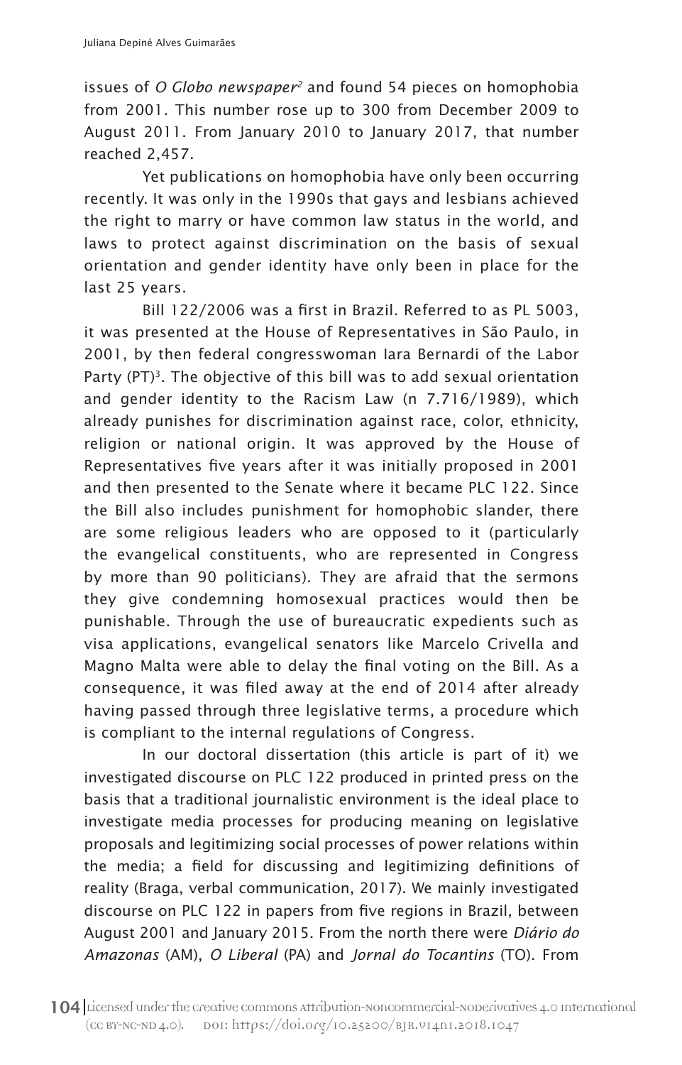issues of *O Globo newspaper*[2] and found 54 pieces on homophobia from 2001. This number rose up to 300 from December 2009 to August 2011. From January 2010 to January 2017, that number reached 2,457.

Yet publications on homophobia have only been occurring recently. It was only in the 1990s that gays and lesbians achieved the right to marry or have common law status in the world, and laws to protect against discrimination on the basis of sexual orientation and gender identity have only been in place for the last 25 years.

Bill 122/2006 was a first in Brazil. Referred to as PL 5003, it was presented at the House of Representatives in São Paulo, in 2001, by then federal congresswoman Iara Bernardi of the Labor Party (PT)[3]. The objective of this bill was to add sexual orientation and gender identity to the Racism Law (n 7.716/1989), which already punishes for discrimination against race, color, ethnicity, religion or national origin. It was approved by the House of Representatives five years after it was initially proposed in 2001 and then presented to the Senate where it became PLC 122. Since the Bill also includes punishment for homophobic slander, there are some religious leaders who are opposed to it (particularly the evangelical constituents, who are represented in Congress by more than 90 politicians). They are afraid that the sermons they give condemning homosexual practices would then be punishable. Through the use of bureaucratic expedients such as visa applications, evangelical senators like Marcelo Crivella and Magno Malta were able to delay the final voting on the Bill. As a consequence, it was filed away at the end of 2014 after already having passed through three legislative terms, a procedure which is compliant to the internal regulations of Congress.

In our doctoral dissertation (this article is part of it) we investigated discourse on PLC 122 produced in printed press on the basis that a traditional journalistic environment is the ideal place to investigate media processes for producing meaning on legislative proposals and legitimizing social processes of power relations within the media; a field for discussing and legitimizing definitions of reality (Braga, verbal communication, 2017). We mainly investigated discourse on PLC 122 in papers from five regions in Brazil, between August 2001 and January 2015. From the north there were *Diário do Amazonas* (AM), *O Liberal* (PA) and *Jornal do Tocantins* (TO). From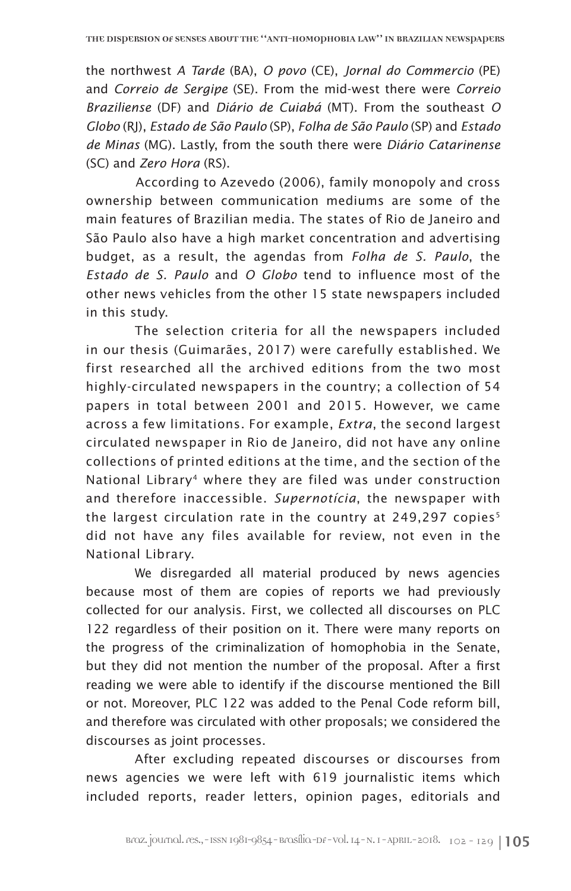the northwest *A Tarde* (BA), *O povo* (CE), *Jornal do Commercio* (PE) and *Correio de Sergipe* (SE). From the mid-west there were *Correio Braziliense* (DF) and *Diário de Cuiabá* (MT). From the southeast *O Globo* (RJ), *Estado de São Paulo* (SP), *Folha de São Paulo* (SP) and *Estado de Minas* (MG). Lastly, from the south there were *Diário Catarinense* (SC) and *Zero Hora* (RS).

According to Azevedo (2006), family monopoly and cross ownership between communication mediums are some of the main features of Brazilian media. The states of Rio de Janeiro and São Paulo also have a high market concentration and advertising budget, as a result, the agendas from *Folha de S. Paulo*, the *Estado de S. Paulo* and *O Globo* tend to influence most of the other news vehicles from the other 15 state newspapers included in this study.

The selection criteria for all the newspapers included in our thesis (Guimarães, 2017) were carefully established. We first researched all the archived editions from the two most highly-circulated newspapers in the country; a collection of 54 papers in total between 2001 and 2015. However, we came across a few limitations. For example, *Extra*, the second largest circulated newspaper in Rio de Janeiro, did not have any online collections of printed editions at the time, and the section of the National Library[4] where they are filed was under construction and therefore inaccessible. *Supernotícia*, the newspaper with the largest circulation rate in the country at 249,297 copies[5] did not have any files available for review, not even in the National Library.

We disregarded all material produced by news agencies because most of them are copies of reports we had previously collected for our analysis. First, we collected all discourses on PLC 122 regardless of their position on it. There were many reports on the progress of the criminalization of homophobia in the Senate, but they did not mention the number of the proposal. After a first reading we were able to identify if the discourse mentioned the Bill or not. Moreover, PLC 122 was added to the Penal Code reform bill, and therefore was circulated with other proposals; we considered the discourses as joint processes.

After excluding repeated discourses or discourses from news agencies we were left with 619 journalistic items which included reports, reader letters, opinion pages, editorials and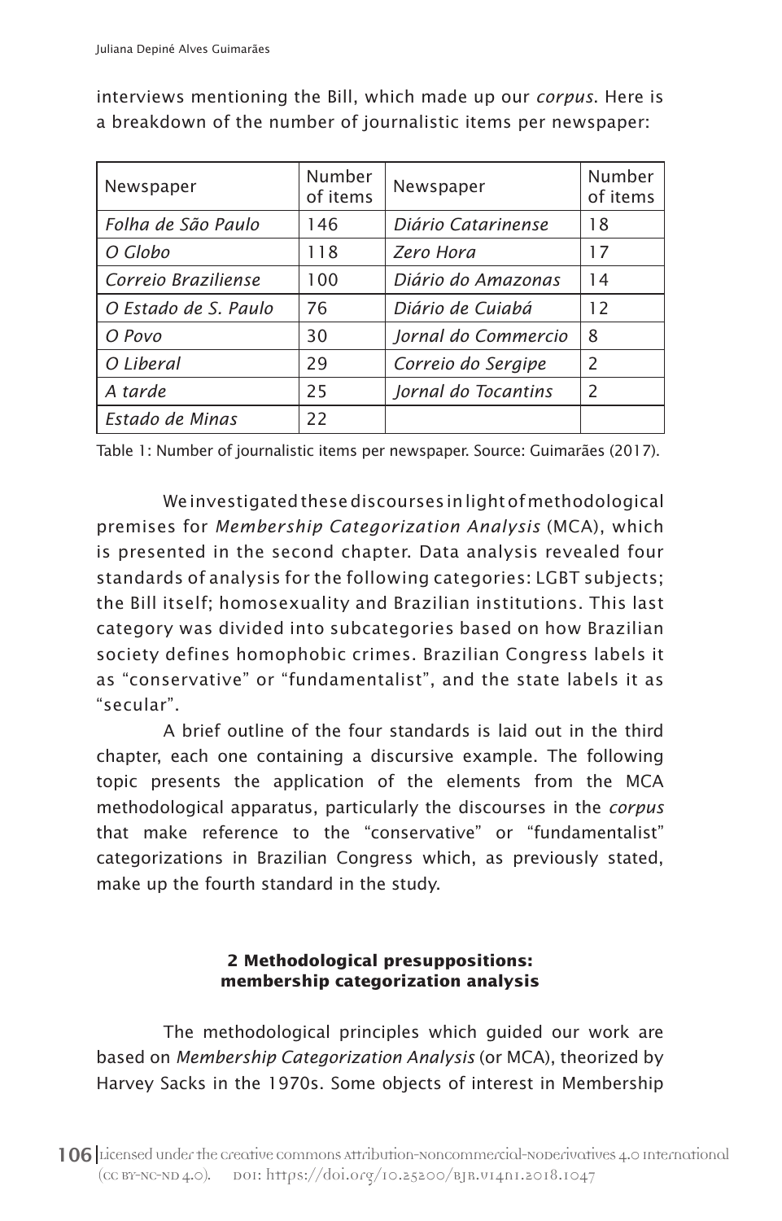interviews mentioning the Bill, which made up our *corpus*. Here is a breakdown of the number of journalistic items per newspaper:

| Newspaper | Number of items | Newspaper | Number of items |
|---|---|---|---|
| *Folha de São Paulo* | 146 | *Diário Catarinense* | 18 |
| *O Globo* | 118 | *Zero Hora* | 17 |
| *Correio Braziliense* | 100 | *Diário do Amazonas* | 14 |
| *O Estado de S. Paulo* | 76 | *Diário de Cuiabá* | 12 |
| *O Povo* | 30 | *Jornal do Commercio* | 8 |
| *O Liberal* | 29 | *Correio do Sergipe* | 2 |
| *A tarde* | 25 | *Jornal do Tocantins* | 2 |
| *Estado de Minas* | 22 | | |

Table 1: Number of journalistic items per newspaper. Source: Guimarães (2017).

We investigated these discourses in light of methodological premises for *Membership Categorization Analysis* (MCA), which is presented in the second chapter. Data analysis revealed four standards of analysis for the following categories: LGBT subjects; the Bill itself; homosexuality and Brazilian institutions. This last category was divided into subcategories based on how Brazilian society defines homophobic crimes. Brazilian Congress labels it as "conservative" or "fundamentalist", and the state labels it as "secular".

A brief outline of the four standards is laid out in the third chapter, each one containing a discursive example. The following topic presents the application of the elements from the MCA methodological apparatus, particularly the discourses in the *corpus* that make reference to the "conservative" or "fundamentalist" categorizations in Brazilian Congress which, as previously stated, make up the fourth standard in the study.

## 2 Methodological presuppositions: membership categorization analysis

The methodological principles which guided our work are based on *Membership Categorization Analysis* (or MCA), theorized by Harvey Sacks in the 1970s. Some objects of interest in Membership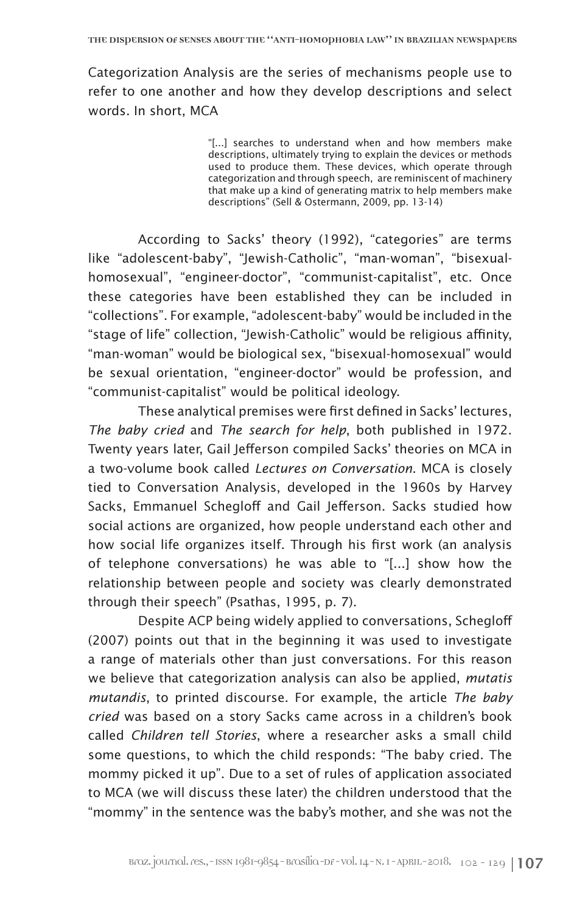Categorization Analysis are the series of mechanisms people use to refer to one another and how they develop descriptions and select words. In short, MCA

> "[...] searches to understand when and how members make descriptions, ultimately trying to explain the devices or methods used to produce them. These devices, which operate through categorization and through speech, are reminiscent of machinery that make up a kind of generating matrix to help members make descriptions" (Sell & Ostermann, 2009, pp. 13-14)

According to Sacks' theory (1992), "categories" are terms like "adolescent-baby", "Jewish-Catholic", "man-woman", "bisexual-homosexual", "engineer-doctor", "communist-capitalist", etc. Once these categories have been established they can be included in "collections". For example, "adolescent-baby" would be included in the "stage of life" collection, "Jewish-Catholic" would be religious affinity, "man-woman" would be biological sex, "bisexual-homosexual" would be sexual orientation, "engineer-doctor" would be profession, and "communist-capitalist" would be political ideology.

These analytical premises were first defined in Sacks' lectures, *The baby cried* and *The search for help*, both published in 1972. Twenty years later, Gail Jefferson compiled Sacks' theories on MCA in a two-volume book called *Lectures on Conversation*. MCA is closely tied to Conversation Analysis, developed in the 1960s by Harvey Sacks, Emmanuel Schegloff and Gail Jefferson. Sacks studied how social actions are organized, how people understand each other and how social life organizes itself. Through his first work (an analysis of telephone conversations) he was able to "[...] show how the relationship between people and society was clearly demonstrated through their speech" (Psathas, 1995, p. 7).

Despite ACP being widely applied to conversations, Schegloff (2007) points out that in the beginning it was used to investigate a range of materials other than just conversations. For this reason we believe that categorization analysis can also be applied, *mutatis mutandis*, to printed discourse. For example, the article *The baby cried* was based on a story Sacks came across in a children's book called *Children tell Stories*, where a researcher asks a small child some questions, to which the child responds: "The baby cried. The mommy picked it up". Due to a set of rules of application associated to MCA (we will discuss these later) the children understood that the "mommy" in the sentence was the baby's mother, and she was not the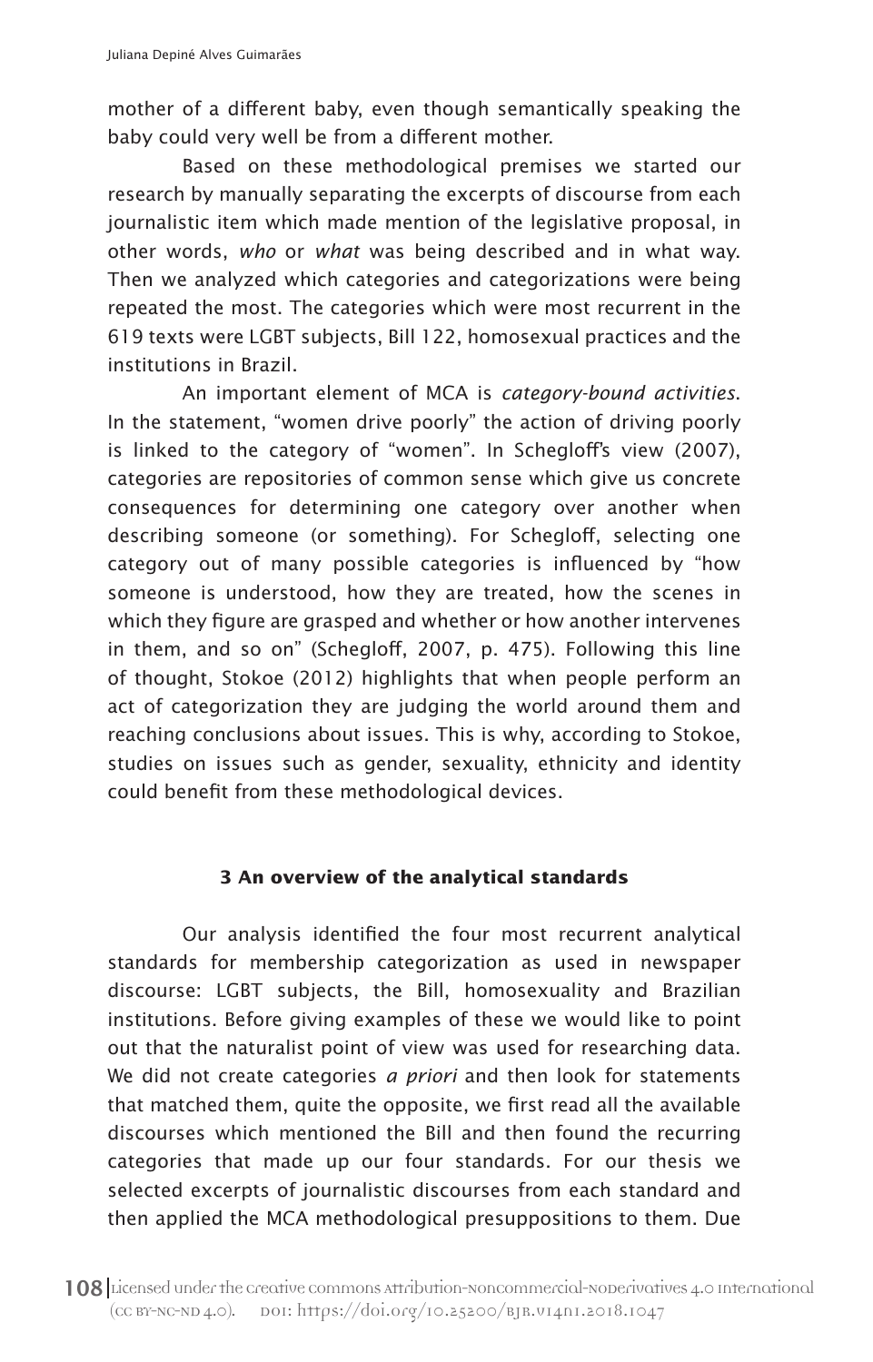mother of a different baby, even though semantically speaking the baby could very well be from a different mother.

Based on these methodological premises we started our research by manually separating the excerpts of discourse from each journalistic item which made mention of the legislative proposal, in other words, *who* or *what* was being described and in what way. Then we analyzed which categories and categorizations were being repeated the most. The categories which were most recurrent in the 619 texts were LGBT subjects, Bill 122, homosexual practices and the institutions in Brazil.

An important element of MCA is *category-bound activities*. In the statement, "women drive poorly" the action of driving poorly is linked to the category of "women". In Schegloff's view (2007), categories are repositories of common sense which give us concrete consequences for determining one category over another when describing someone (or something). For Schegloff, selecting one category out of many possible categories is influenced by "how someone is understood, how they are treated, how the scenes in which they figure are grasped and whether or how another intervenes in them, and so on" (Schegloff, 2007, p. 475). Following this line of thought, Stokoe (2012) highlights that when people perform an act of categorization they are judging the world around them and reaching conclusions about issues. This is why, according to Stokoe, studies on issues such as gender, sexuality, ethnicity and identity could benefit from these methodological devices.

## 3 An overview of the analytical standards

Our analysis identified the four most recurrent analytical standards for membership categorization as used in newspaper discourse: LGBT subjects, the Bill, homosexuality and Brazilian institutions. Before giving examples of these we would like to point out that the naturalist point of view was used for researching data. We did not create categories *a priori* and then look for statements that matched them, quite the opposite, we first read all the available discourses which mentioned the Bill and then found the recurring categories that made up our four standards. For our thesis we selected excerpts of journalistic discourses from each standard and then applied the MCA methodological presuppositions to them. Due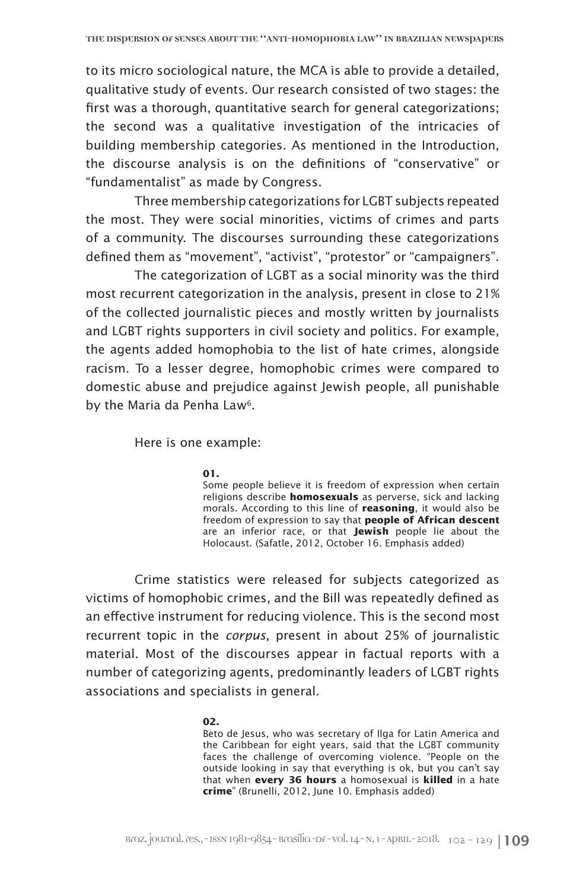to its micro sociological nature, the MCA is able to provide a detailed, qualitative study of events. Our research consisted of two stages: the first was a thorough, quantitative search for general categorizations; the second was a qualitative investigation of the intricacies of building membership categories. As mentioned in the Introduction, the discourse analysis is on the definitions of "conservative" or "fundamentalist" as made by Congress.

Three membership categorizations for LGBT subjects repeated the most. They were social minorities, victims of crimes and parts of a community. The discourses surrounding these categorizations defined them as "movement", "activist", "protestor" or "campaigners".

The categorization of LGBT as a social minority was the third most recurrent categorization in the analysis, present in close to 21% of the collected journalistic pieces and mostly written by journalists and LGBT rights supporters in civil society and politics. For example, the agents added homophobia to the list of hate crimes, alongside racism. To a lesser degree, homophobic crimes were compared to domestic abuse and prejudice against Jewish people, all punishable by the Maria da Penha Law[6].

Here is one example:

> **01.**
> Some people believe it is freedom of expression when certain religions describe **homosexuals** as perverse, sick and lacking morals. According to this line of **reasoning**, it would also be freedom of expression to say that **people of African descent** are an inferior race, or that **Jewish** people lie about the Holocaust. (Safatle, 2012, October 16. Emphasis added)

Crime statistics were released for subjects categorized as victims of homophobic crimes, and the Bill was repeatedly defined as an effective instrument for reducing violence. This is the second most recurrent topic in the *corpus*, present in about 25% of journalistic material. Most of the discourses appear in factual reports with a number of categorizing agents, predominantly leaders of LGBT rights associations and specialists in general.

> **02.**
> Beto de Jesus, who was secretary of Ilga for Latin America and the Caribbean for eight years, said that the LGBT community faces the challenge of overcoming violence. "People on the outside looking in say that everything is ok, but you can't say that when **every 36 hours** a homosexual is **killed** in a hate **crime**" (Brunelli, 2012, June 10. Emphasis added)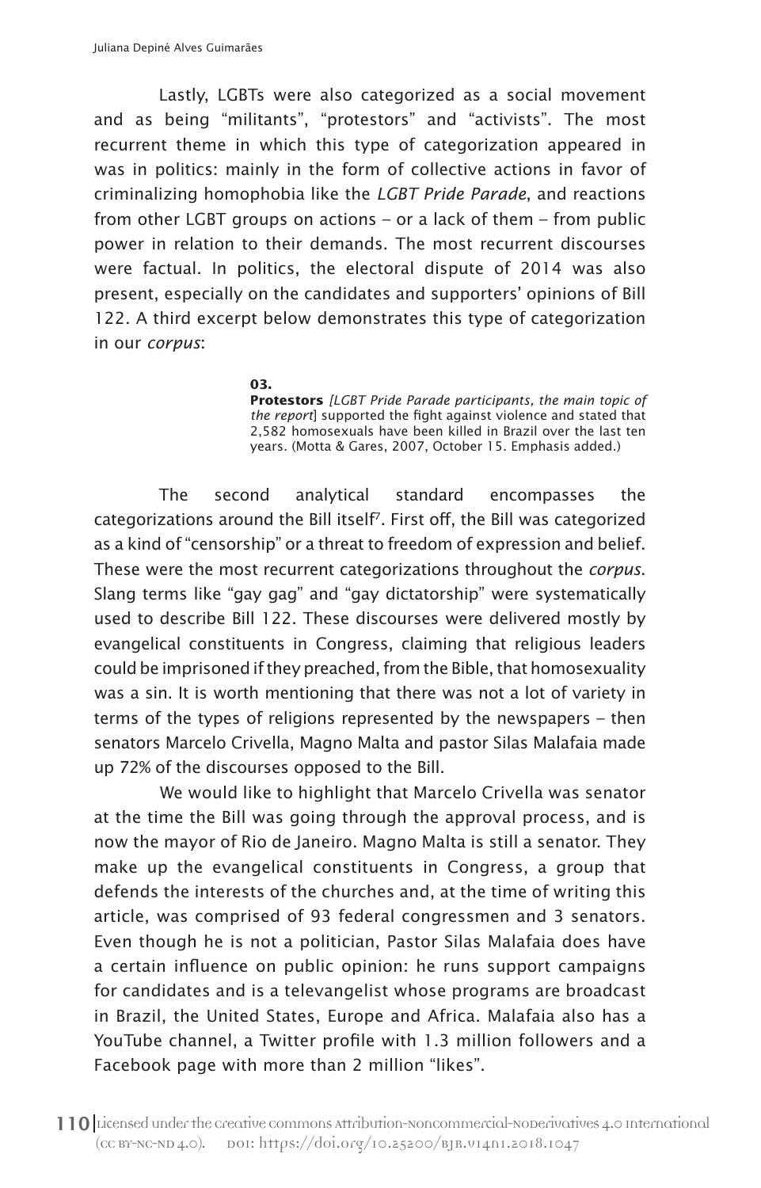Lastly, LGBTs were also categorized as a social movement and as being "militants", "protestors" and "activists". The most recurrent theme in which this type of categorization appeared in was in politics: mainly in the form of collective actions in favor of criminalizing homophobia like the *LGBT Pride Parade*, and reactions from other LGBT groups on actions – or a lack of them – from public power in relation to their demands. The most recurrent discourses were factual. In politics, the electoral dispute of 2014 was also present, especially on the candidates and supporters' opinions of Bill 122. A third excerpt below demonstrates this type of categorization in our *corpus*:

> **03.**
> **Protestors** *[LGBT Pride Parade participants, the main topic of the report*] supported the fight against violence and stated that 2,582 homosexuals have been killed in Brazil over the last ten years. (Motta & Gares, 2007, October 15. Emphasis added.)

The second analytical standard encompasses the categorizations around the Bill itself[7]. First off, the Bill was categorized as a kind of "censorship" or a threat to freedom of expression and belief. These were the most recurrent categorizations throughout the *corpus*. Slang terms like "gay gag" and "gay dictatorship" were systematically used to describe Bill 122. These discourses were delivered mostly by evangelical constituents in Congress, claiming that religious leaders could be imprisoned if they preached, from the Bible, that homosexuality was a sin. It is worth mentioning that there was not a lot of variety in terms of the types of religions represented by the newspapers – then senators Marcelo Crivella, Magno Malta and pastor Silas Malafaia made up 72% of the discourses opposed to the Bill.

We would like to highlight that Marcelo Crivella was senator at the time the Bill was going through the approval process, and is now the mayor of Rio de Janeiro. Magno Malta is still a senator. They make up the evangelical constituents in Congress, a group that defends the interests of the churches and, at the time of writing this article, was comprised of 93 federal congressmen and 3 senators. Even though he is not a politician, Pastor Silas Malafaia does have a certain influence on public opinion: he runs support campaigns for candidates and is a televangelist whose programs are broadcast in Brazil, the United States, Europe and Africa. Malafaia also has a YouTube channel, a Twitter profile with 1.3 million followers and a Facebook page with more than 2 million "likes".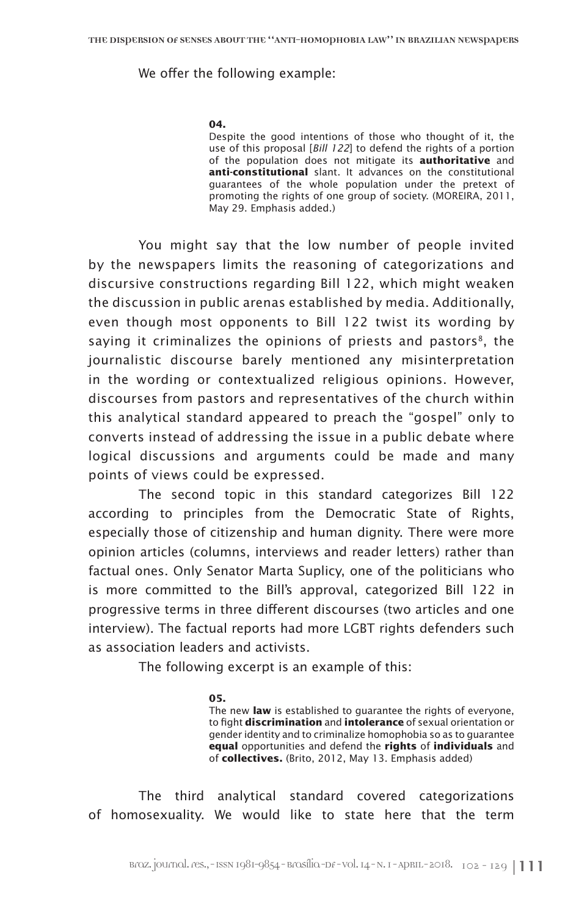We offer the following example:

> **04.**
> Despite the good intentions of those who thought of it, the use of this proposal [*Bill 122*] to defend the rights of a portion of the population does not mitigate its **authoritative** and **anti-constitutional** slant. It advances on the constitutional guarantees of the whole population under the pretext of promoting the rights of one group of society. (MOREIRA, 2011, May 29. Emphasis added.)

You might say that the low number of people invited by the newspapers limits the reasoning of categorizations and discursive constructions regarding Bill 122, which might weaken the discussion in public arenas established by media. Additionally, even though most opponents to Bill 122 twist its wording by saying it criminalizes the opinions of priests and pastors[8], the journalistic discourse barely mentioned any misinterpretation in the wording or contextualized religious opinions. However, discourses from pastors and representatives of the church within this analytical standard appeared to preach the "gospel" only to converts instead of addressing the issue in a public debate where logical discussions and arguments could be made and many points of views could be expressed.

The second topic in this standard categorizes Bill 122 according to principles from the Democratic State of Rights, especially those of citizenship and human dignity. There were more opinion articles (columns, interviews and reader letters) rather than factual ones. Only Senator Marta Suplicy, one of the politicians who is more committed to the Bill's approval, categorized Bill 122 in progressive terms in three different discourses (two articles and one interview). The factual reports had more LGBT rights defenders such as association leaders and activists.

The following excerpt is an example of this:

> **05.**
> The new **law** is established to guarantee the rights of everyone, to fight **discrimination** and **intolerance** of sexual orientation or gender identity and to criminalize homophobia so as to guarantee **equal** opportunities and defend the **rights** of **individuals** and of **collectives.** (Brito, 2012, May 13. Emphasis added)

The third analytical standard covered categorizations of homosexuality. We would like to state here that the term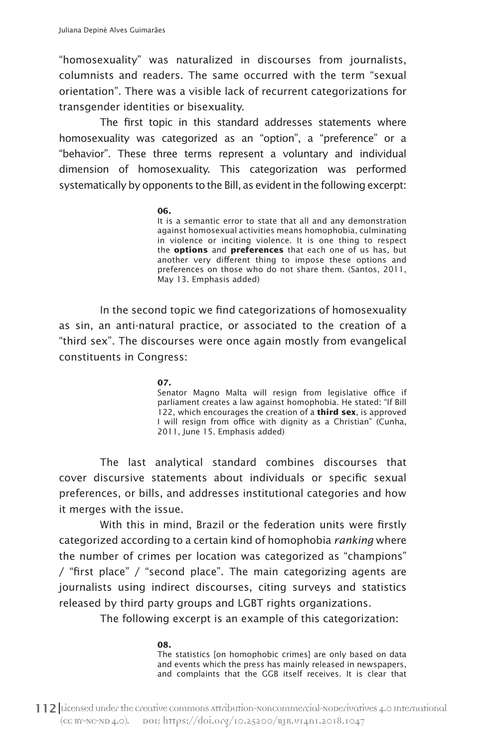"homosexuality" was naturalized in discourses from journalists, columnists and readers. The same occurred with the term "sexual orientation". There was a visible lack of recurrent categorizations for transgender identities or bisexuality.

The first topic in this standard addresses statements where homosexuality was categorized as an "option", a "preference" or a "behavior". These three terms represent a voluntary and individual dimension of homosexuality. This categorization was performed systematically by opponents to the Bill, as evident in the following excerpt:

> **06.**
> It is a semantic error to state that all and any demonstration against homosexual activities means homophobia, culminating in violence or inciting violence. It is one thing to respect the **options** and **preferences** that each one of us has, but another very different thing to impose these options and preferences on those who do not share them. (Santos, 2011, May 13. Emphasis added)

In the second topic we find categorizations of homosexuality as sin, an anti-natural practice, or associated to the creation of a "third sex". The discourses were once again mostly from evangelical constituents in Congress:

> **07.**
> Senator Magno Malta will resign from legislative office if parliament creates a law against homophobia. He stated: "If Bill 122, which encourages the creation of a **third sex**, is approved I will resign from office with dignity as a Christian" (Cunha, 2011, June 15. Emphasis added)

The last analytical standard combines discourses that cover discursive statements about individuals or specific sexual preferences, or bills, and addresses institutional categories and how it merges with the issue.

With this in mind, Brazil or the federation units were firstly categorized according to a certain kind of homophobia *ranking* where the number of crimes per location was categorized as "champions" / "first place" / "second place". The main categorizing agents are journalists using indirect discourses, citing surveys and statistics released by third party groups and LGBT rights organizations.

The following excerpt is an example of this categorization:

> **08.**
> The statistics [on homophobic crimes] are only based on data and events which the press has mainly released in newspapers, and complaints that the GGB itself receives. It is clear that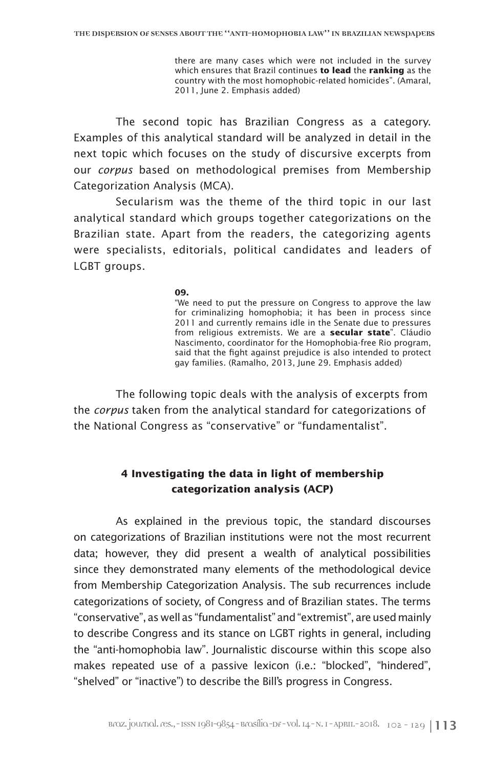> there are many cases which were not included in the survey which ensures that Brazil continues **to lead** the **ranking** as the country with the most homophobic-related homicides". (Amaral, 2011, June 2. Emphasis added)

The second topic has Brazilian Congress as a category. Examples of this analytical standard will be analyzed in detail in the next topic which focuses on the study of discursive excerpts from our *corpus* based on methodological premises from Membership Categorization Analysis (MCA).

Secularism was the theme of the third topic in our last analytical standard which groups together categorizations on the Brazilian state. Apart from the readers, the categorizing agents were specialists, editorials, political candidates and leaders of LGBT groups.

> **09.**
> "We need to put the pressure on Congress to approve the law for criminalizing homophobia; it has been in process since 2011 and currently remains idle in the Senate due to pressures from religious extremists. We are a **secular state**". Cláudio Nascimento, coordinator for the Homophobia-free Rio program, said that the fight against prejudice is also intended to protect gay families. (Ramalho, 2013, June 29. Emphasis added)

The following topic deals with the analysis of excerpts from the *corpus* taken from the analytical standard for categorizations of the National Congress as "conservative" or "fundamentalist".

## 4 Investigating the data in light of membership categorization analysis (ACP)

As explained in the previous topic, the standard discourses on categorizations of Brazilian institutions were not the most recurrent data; however, they did present a wealth of analytical possibilities since they demonstrated many elements of the methodological device from Membership Categorization Analysis. The sub recurrences include categorizations of society, of Congress and of Brazilian states. The terms "conservative", as well as "fundamentalist" and "extremist", are used mainly to describe Congress and its stance on LGBT rights in general, including the "anti-homophobia law". Journalistic discourse within this scope also makes repeated use of a passive lexicon (i.e.: "blocked", "hindered", "shelved" or "inactive") to describe the Bill's progress in Congress.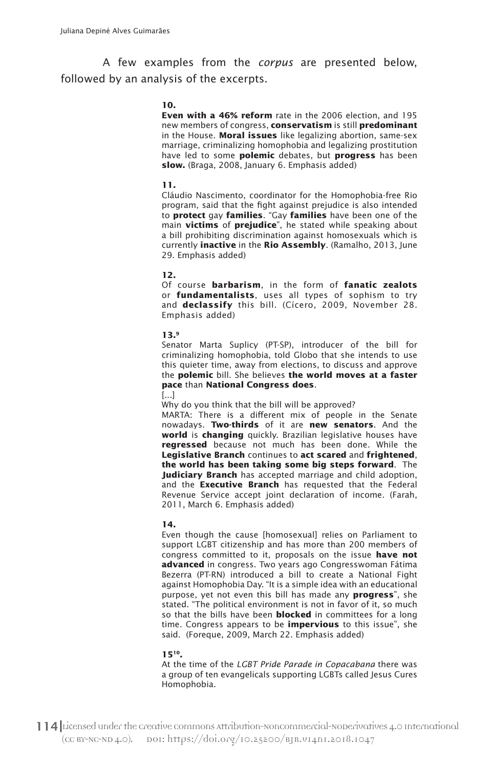A few examples from the *corpus* are presented below, followed by an analysis of the excerpts.

**10.**

**Even with a 46% reform** rate in the 2006 election, and 195 new members of congress, **conservatism** is still **predominant** in the House. **Moral issues** like legalizing abortion, same-sex marriage, criminalizing homophobia and legalizing prostitution have led to some **polemic** debates, but **progress** has been **slow.** (Braga, 2008, January 6. Emphasis added)

**11.**

Cláudio Nascimento, coordinator for the Homophobia-free Rio program, said that the fight against prejudice is also intended to **protect** gay **families**. "Gay **families** have been one of the main **victims** of **prejudice**", he stated while speaking about a bill prohibiting discrimination against homosexuals which is currently **inactive** in the **Rio Assembly**. (Ramalho, 2013, June 29. Emphasis added)

**12.**

Of course **barbarism**, in the form of **fanatic zealots** or **fundamentalists**, uses all types of sophism to try and **declassify** this bill. (Cícero, 2009, November 28. Emphasis added)

**13.**[9]

Senator Marta Suplicy (PT-SP), introducer of the bill for criminalizing homophobia, told Globo that she intends to use this quieter time, away from elections, to discuss and approve the **polemic** bill. She believes **the world moves at a faster pace** than **National Congress does**.

[...]

Why do you think that the bill will be approved?

MARTA: There is a different mix of people in the Senate nowadays. **Two-thirds** of it are **new senators**. And the **world** is **changing** quickly. Brazilian legislative houses have **regressed** because not much has been done. While the **Legislative Branch** continues to **act scared** and **frightened**, **the world has been taking some big steps forward**. The **Judiciary Branch** has accepted marriage and child adoption, and the **Executive Branch** has requested that the Federal Revenue Service accept joint declaration of income. (Farah, 2011, March 6. Emphasis added)

**14.**

Even though the cause [homosexual] relies on Parliament to support LGBT citizenship and has more than 200 members of congress committed to it, proposals on the issue **have not advanced** in congress. Two years ago Congresswoman Fátima Bezerra (PT-RN) introduced a bill to create a National Fight against Homophobia Day. "It is a simple idea with an educational purpose, yet not even this bill has made any **progress**", she stated. "The political environment is not in favor of it, so much so that the bills have been **blocked** in committees for a long time. Congress appears to be **impervious** to this issue", she said. (Foreque, 2009, March 22. Emphasis added)

**15**[10]**.**

At the time of the *LGBT Pride Parade in Copacabana* there was a group of ten evangelicals supporting LGBTs called Jesus Cures Homophobia.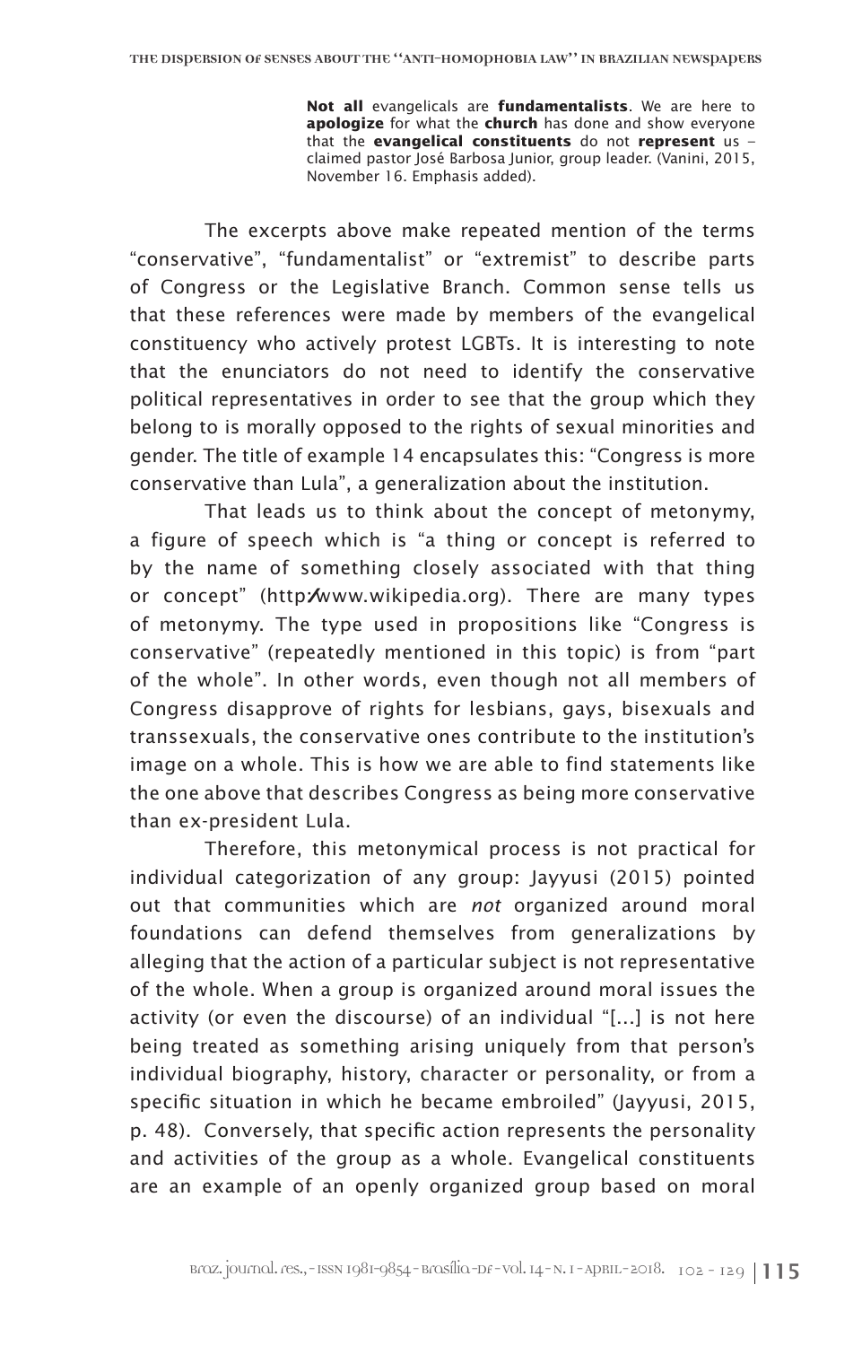> **Not all** evangelicals are **fundamentalists**. We are here to **apologize** for what the **church** has done and show everyone that the **evangelical constituents** do not **represent** us – claimed pastor José Barbosa Junior, group leader. (Vanini, 2015, November 16. Emphasis added).

The excerpts above make repeated mention of the terms "conservative", "fundamentalist" or "extremist" to describe parts of Congress or the Legislative Branch. Common sense tells us that these references were made by members of the evangelical constituency who actively protest LGBTs. It is interesting to note that the enunciators do not need to identify the conservative political representatives in order to see that the group which they belong to is morally opposed to the rights of sexual minorities and gender. The title of example 14 encapsulates this: "Congress is more conservative than Lula", a generalization about the institution.

That leads us to think about the concept of metonymy, a figure of speech which is "a thing or concept is referred to by the name of something closely associated with that thing or concept" (http:/www.wikipedia.org). There are many types of metonymy. The type used in propositions like "Congress is conservative" (repeatedly mentioned in this topic) is from "part of the whole". In other words, even though not all members of Congress disapprove of rights for lesbians, gays, bisexuals and transsexuals, the conservative ones contribute to the institution's image on a whole. This is how we are able to find statements like the one above that describes Congress as being more conservative than ex-president Lula.

Therefore, this metonymical process is not practical for individual categorization of any group: Jayyusi (2015) pointed out that communities which are *not* organized around moral foundations can defend themselves from generalizations by alleging that the action of a particular subject is not representative of the whole. When a group is organized around moral issues the activity (or even the discourse) of an individual "[...] is not here being treated as something arising uniquely from that person's individual biography, history, character or personality, or from a specific situation in which he became embroiled" (Jayyusi, 2015, p. 48). Conversely, that specific action represents the personality and activities of the group as a whole. Evangelical constituents are an example of an openly organized group based on moral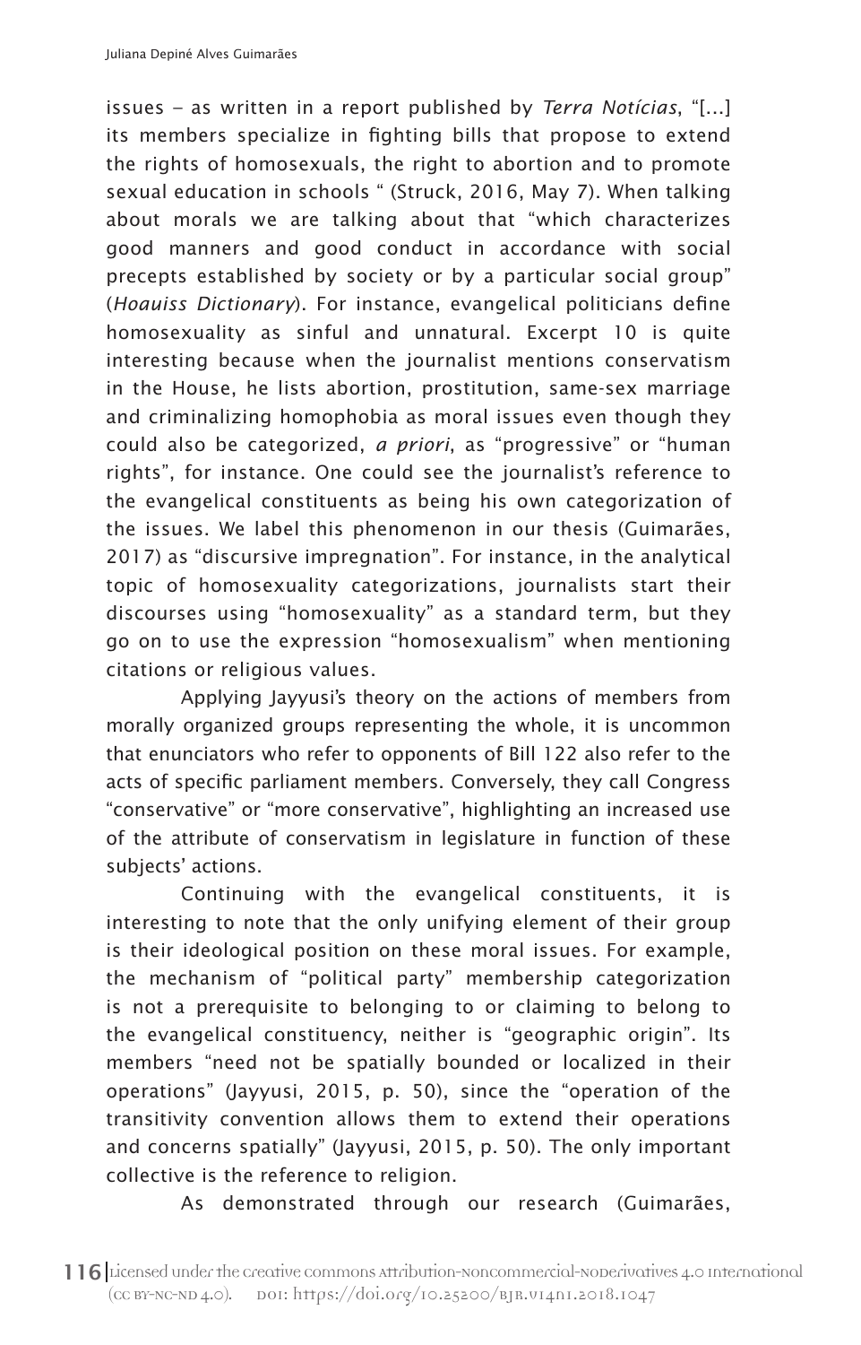issues – as written in a report published by *Terra Notícias*, "[...] its members specialize in fighting bills that propose to extend the rights of homosexuals, the right to abortion and to promote sexual education in schools " (Struck, 2016, May 7). When talking about morals we are talking about that "which characterizes good manners and good conduct in accordance with social precepts established by society or by a particular social group" (*Hoauiss Dictionary*). For instance, evangelical politicians define homosexuality as sinful and unnatural. Excerpt 10 is quite interesting because when the journalist mentions conservatism in the House, he lists abortion, prostitution, same-sex marriage and criminalizing homophobia as moral issues even though they could also be categorized, *a priori*, as "progressive" or "human rights", for instance. One could see the journalist's reference to the evangelical constituents as being his own categorization of the issues. We label this phenomenon in our thesis (Guimarães, 2017) as "discursive impregnation". For instance, in the analytical topic of homosexuality categorizations, journalists start their discourses using "homosexuality" as a standard term, but they go on to use the expression "homosexualism" when mentioning citations or religious values.

Applying Jayyusi's theory on the actions of members from morally organized groups representing the whole, it is uncommon that enunciators who refer to opponents of Bill 122 also refer to the acts of specific parliament members. Conversely, they call Congress "conservative" or "more conservative", highlighting an increased use of the attribute of conservatism in legislature in function of these subjects' actions.

Continuing with the evangelical constituents, it is interesting to note that the only unifying element of their group is their ideological position on these moral issues. For example, the mechanism of "political party" membership categorization is not a prerequisite to belonging to or claiming to belong to the evangelical constituency, neither is "geographic origin". Its members "need not be spatially bounded or localized in their operations" (Jayyusi, 2015, p. 50), since the "operation of the transitivity convention allows them to extend their operations and concerns spatially" (Jayyusi, 2015, p. 50). The only important collective is the reference to religion.

As demonstrated through our research (Guimarães,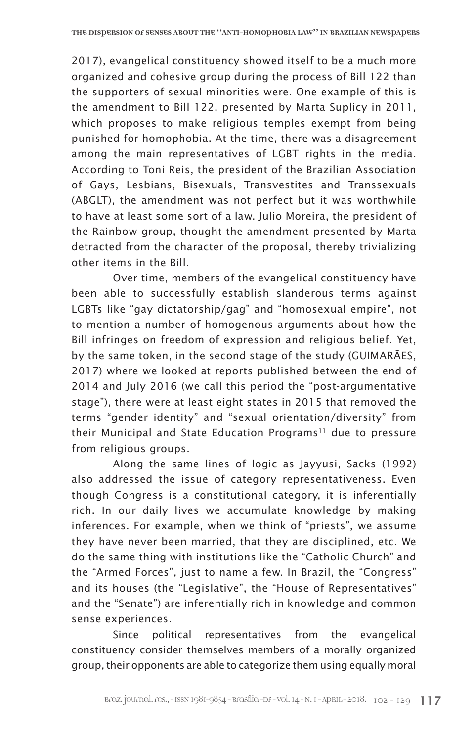2017), evangelical constituency showed itself to be a much more organized and cohesive group during the process of Bill 122 than the supporters of sexual minorities were. One example of this is the amendment to Bill 122, presented by Marta Suplicy in 2011, which proposes to make religious temples exempt from being punished for homophobia. At the time, there was a disagreement among the main representatives of LGBT rights in the media. According to Toni Reis, the president of the Brazilian Association of Gays, Lesbians, Bisexuals, Transvestites and Transsexuals (ABGLT), the amendment was not perfect but it was worthwhile to have at least some sort of a law. Julio Moreira, the president of the Rainbow group, thought the amendment presented by Marta detracted from the character of the proposal, thereby trivializing other items in the Bill.

Over time, members of the evangelical constituency have been able to successfully establish slanderous terms against LGBTs like "gay dictatorship/gag" and "homosexual empire", not to mention a number of homogenous arguments about how the Bill infringes on freedom of expression and religious belief. Yet, by the same token, in the second stage of the study (GUIMARÃES, 2017) where we looked at reports published between the end of 2014 and July 2016 (we call this period the "post-argumentative stage"), there were at least eight states in 2015 that removed the terms "gender identity" and "sexual orientation/diversity" from their Municipal and State Education Programs[11] due to pressure from religious groups.

Along the same lines of logic as Jayyusi, Sacks (1992) also addressed the issue of category representativeness. Even though Congress is a constitutional category, it is inferentially rich. In our daily lives we accumulate knowledge by making inferences. For example, when we think of "priests", we assume they have never been married, that they are disciplined, etc. We do the same thing with institutions like the "Catholic Church" and the "Armed Forces", just to name a few. In Brazil, the "Congress" and its houses (the "Legislative", the "House of Representatives" and the "Senate") are inferentially rich in knowledge and common sense experiences.

Since political representatives from the evangelical constituency consider themselves members of a morally organized group, their opponents are able to categorize them using equally moral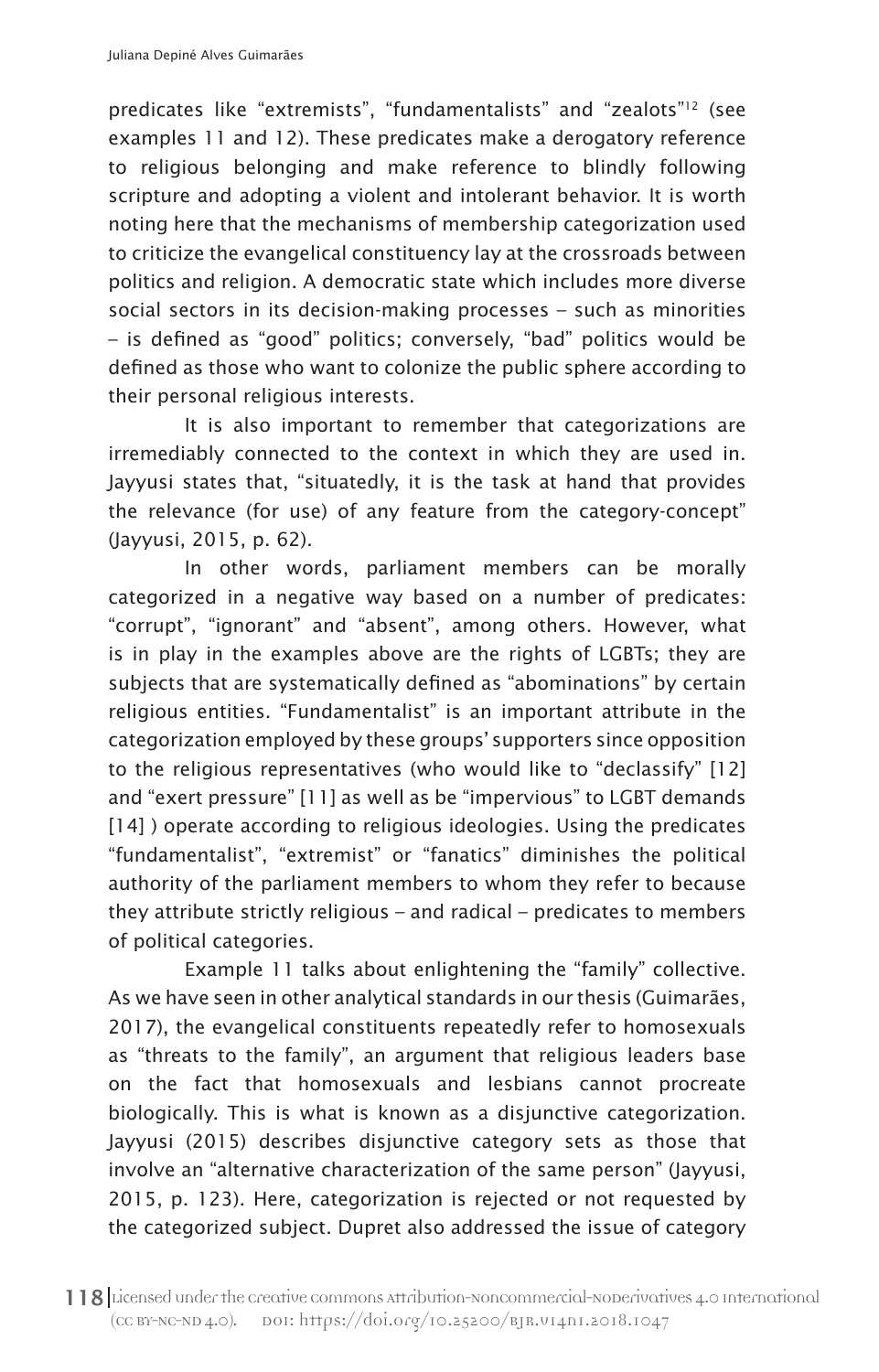predicates like "extremists", "fundamentalists" and "zealots"[12] (see examples 11 and 12). These predicates make a derogatory reference to religious belonging and make reference to blindly following scripture and adopting a violent and intolerant behavior. It is worth noting here that the mechanisms of membership categorization used to criticize the evangelical constituency lay at the crossroads between politics and religion. A democratic state which includes more diverse social sectors in its decision-making processes – such as minorities – is defined as "good" politics; conversely, "bad" politics would be defined as those who want to colonize the public sphere according to their personal religious interests.

It is also important to remember that categorizations are irremediably connected to the context in which they are used in. Jayyusi states that, "situatedly, it is the task at hand that provides the relevance (for use) of any feature from the category-concept" (Jayyusi, 2015, p. 62).

In other words, parliament members can be morally categorized in a negative way based on a number of predicates: "corrupt", "ignorant" and "absent", among others. However, what is in play in the examples above are the rights of LGBTs; they are subjects that are systematically defined as "abominations" by certain religious entities. "Fundamentalist" is an important attribute in the categorization employed by these groups' supporters since opposition to the religious representatives (who would like to "declassify" [12] and "exert pressure" [11] as well as be "impervious" to LGBT demands [14] ) operate according to religious ideologies. Using the predicates "fundamentalist", "extremist" or "fanatics" diminishes the political authority of the parliament members to whom they refer to because they attribute strictly religious – and radical – predicates to members of political categories.

Example 11 talks about enlightening the "family" collective. As we have seen in other analytical standards in our thesis (Guimarães, 2017), the evangelical constituents repeatedly refer to homosexuals as "threats to the family", an argument that religious leaders base on the fact that homosexuals and lesbians cannot procreate biologically. This is what is known as a disjunctive categorization. Jayyusi (2015) describes disjunctive category sets as those that involve an "alternative characterization of the same person" (Jayyusi, 2015, p. 123). Here, categorization is rejected or not requested by the categorized subject. Dupret also addressed the issue of category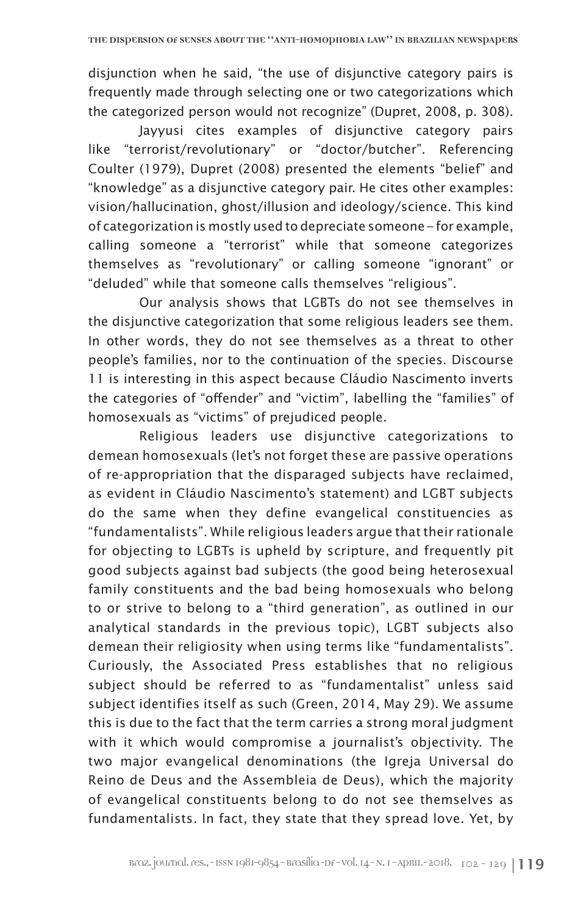disjunction when he said, "the use of disjunctive category pairs is frequently made through selecting one or two categorizations which the categorized person would not recognize" (Dupret, 2008, p. 308).

Jayyusi cites examples of disjunctive category pairs like "terrorist/revolutionary" or "doctor/butcher". Referencing Coulter (1979), Dupret (2008) presented the elements "belief" and "knowledge" as a disjunctive category pair. He cites other examples: vision/hallucination, ghost/illusion and ideology/science. This kind of categorization is mostly used to depreciate someone – for example, calling someone a "terrorist" while that someone categorizes themselves as "revolutionary" or calling someone "ignorant" or "deluded" while that someone calls themselves "religious".

Our analysis shows that LGBTs do not see themselves in the disjunctive categorization that some religious leaders see them. In other words, they do not see themselves as a threat to other people's families, nor to the continuation of the species. Discourse 11 is interesting in this aspect because Cláudio Nascimento inverts the categories of "offender" and "victim", labelling the "families" of homosexuals as "victims" of prejudiced people.

Religious leaders use disjunctive categorizations to demean homosexuals (let's not forget these are passive operations of re-appropriation that the disparaged subjects have reclaimed, as evident in Cláudio Nascimento's statement) and LGBT subjects do the same when they define evangelical constituencies as "fundamentalists". While religious leaders argue that their rationale for objecting to LGBTs is upheld by scripture, and frequently pit good subjects against bad subjects (the good being heterosexual family constituents and the bad being homosexuals who belong to or strive to belong to a "third generation", as outlined in our analytical standards in the previous topic), LGBT subjects also demean their religiosity when using terms like "fundamentalists". Curiously, the Associated Press establishes that no religious subject should be referred to as "fundamentalist" unless said subject identifies itself as such (Green, 2014, May 29). We assume this is due to the fact that the term carries a strong moral judgment with it which would compromise a journalist's objectivity. The two major evangelical denominations (the Igreja Universal do Reino de Deus and the Assembleia de Deus), which the majority of evangelical constituents belong to do not see themselves as fundamentalists. In fact, they state that they spread love. Yet, by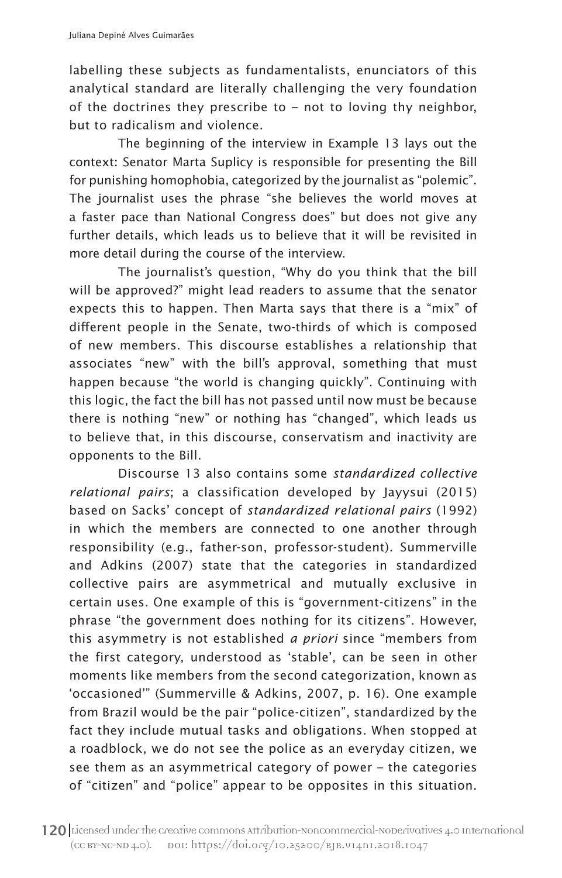labelling these subjects as fundamentalists, enunciators of this analytical standard are literally challenging the very foundation of the doctrines they prescribe to – not to loving thy neighbor, but to radicalism and violence.

The beginning of the interview in Example 13 lays out the context: Senator Marta Suplicy is responsible for presenting the Bill for punishing homophobia, categorized by the journalist as "polemic". The journalist uses the phrase "she believes the world moves at a faster pace than National Congress does" but does not give any further details, which leads us to believe that it will be revisited in more detail during the course of the interview.

The journalist's question, "Why do you think that the bill will be approved?" might lead readers to assume that the senator expects this to happen. Then Marta says that there is a "mix" of different people in the Senate, two-thirds of which is composed of new members. This discourse establishes a relationship that associates "new" with the bill's approval, something that must happen because "the world is changing quickly". Continuing with this logic, the fact the bill has not passed until now must be because there is nothing "new" or nothing has "changed", which leads us to believe that, in this discourse, conservatism and inactivity are opponents to the Bill.

Discourse 13 also contains some *standardized collective relational pairs*; a classification developed by Jayysui (2015) based on Sacks' concept of *standardized relational pairs* (1992) in which the members are connected to one another through responsibility (e.g., father-son, professor-student). Summerville and Adkins (2007) state that the categories in standardized collective pairs are asymmetrical and mutually exclusive in certain uses. One example of this is "government-citizens" in the phrase "the government does nothing for its citizens". However, this asymmetry is not established *a priori* since "members from the first category, understood as 'stable', can be seen in other moments like members from the second categorization, known as 'occasioned'" (Summerville & Adkins, 2007, p. 16). One example from Brazil would be the pair "police-citizen", standardized by the fact they include mutual tasks and obligations. When stopped at a roadblock, we do not see the police as an everyday citizen, we see them as an asymmetrical category of power – the categories of "citizen" and "police" appear to be opposites in this situation.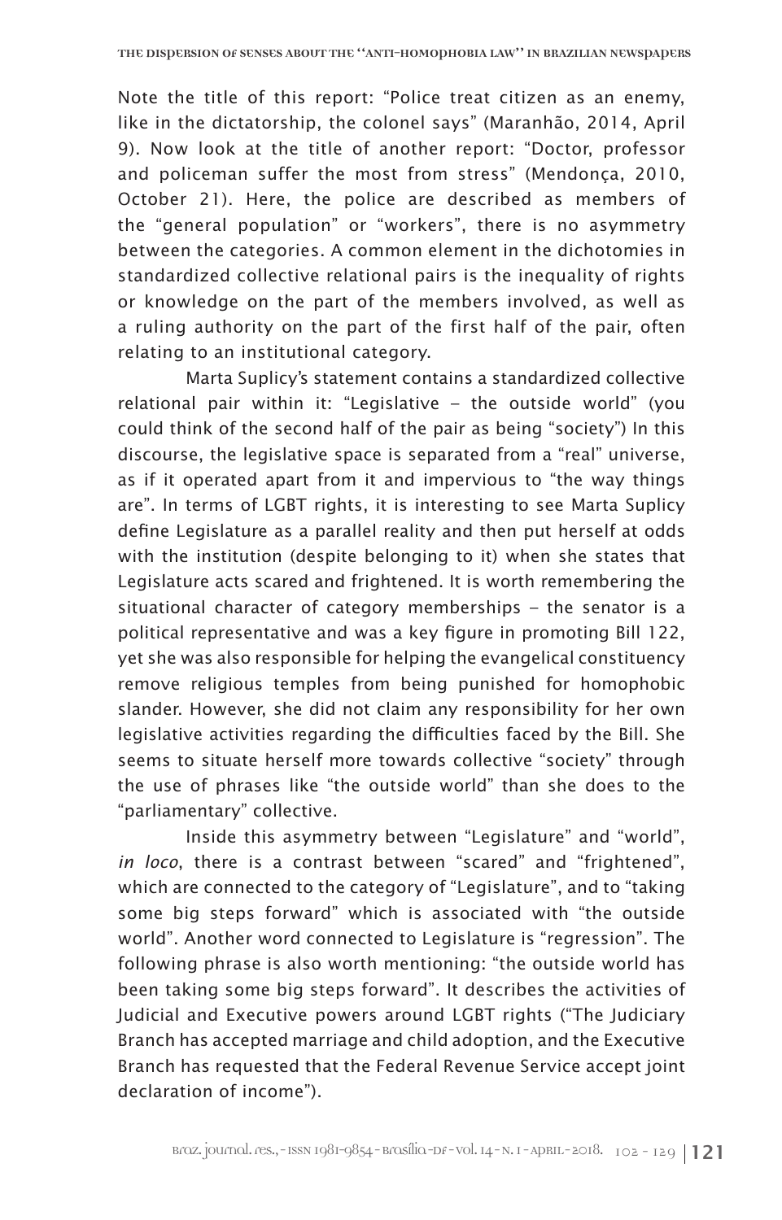Note the title of this report: “Police treat citizen as an enemy, like in the dictatorship, the colonel says” (Maranhão, 2014, April 9). Now look at the title of another report: “Doctor, professor and policeman suffer the most from stress” (Mendonça, 2010, October 21). Here, the police are described as members of the “general population” or “workers”, there is no asymmetry between the categories. A common element in the dichotomies in standardized collective relational pairs is the inequality of rights or knowledge on the part of the members involved, as well as a ruling authority on the part of the first half of the pair, often relating to an institutional category.

Marta Suplicy’s statement contains a standardized collective relational pair within it: “Legislative – the outside world” (you could think of the second half of the pair as being “society”) In this discourse, the legislative space is separated from a “real” universe, as if it operated apart from it and impervious to “the way things are”. In terms of LGBT rights, it is interesting to see Marta Suplicy define Legislature as a parallel reality and then put herself at odds with the institution (despite belonging to it) when she states that Legislature acts scared and frightened. It is worth remembering the situational character of category memberships – the senator is a political representative and was a key figure in promoting Bill 122, yet she was also responsible for helping the evangelical constituency remove religious temples from being punished for homophobic slander. However, she did not claim any responsibility for her own legislative activities regarding the difficulties faced by the Bill. She seems to situate herself more towards collective “society” through the use of phrases like “the outside world” than she does to the “parliamentary” collective.

Inside this asymmetry between “Legislature” and “world”, *in loco*, there is a contrast between “scared” and “frightened”, which are connected to the category of “Legislature”, and to “taking some big steps forward” which is associated with “the outside world”. Another word connected to Legislature is “regression”. The following phrase is also worth mentioning: “the outside world has been taking some big steps forward”. It describes the activities of Judicial and Executive powers around LGBT rights (“The Judiciary Branch has accepted marriage and child adoption, and the Executive Branch has requested that the Federal Revenue Service accept joint declaration of income”).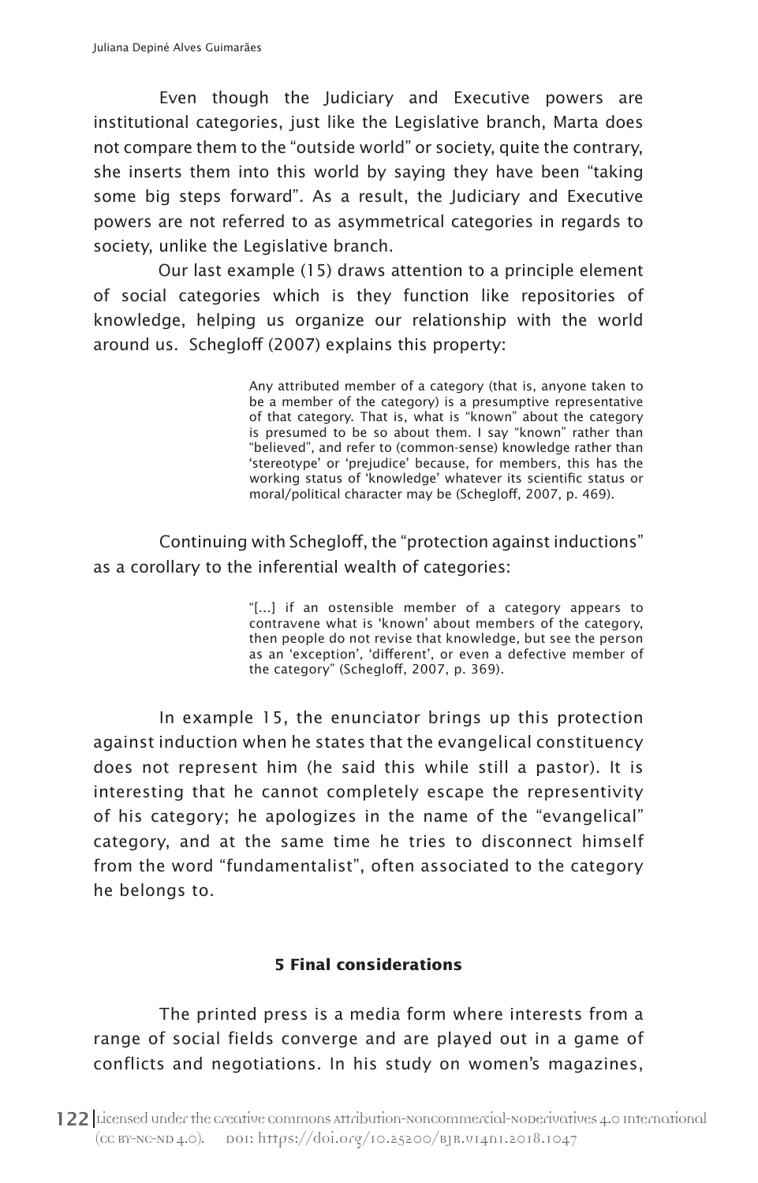Even though the Judiciary and Executive powers are institutional categories, just like the Legislative branch, Marta does not compare them to the "outside world" or society, quite the contrary, she inserts them into this world by saying they have been "taking some big steps forward". As a result, the Judiciary and Executive powers are not referred to as asymmetrical categories in regards to society, unlike the Legislative branch.

Our last example (15) draws attention to a principle element of social categories which is they function like repositories of knowledge, helping us organize our relationship with the world around us. Schegloff (2007) explains this property:

> Any attributed member of a category (that is, anyone taken to be a member of the category) is a presumptive representative of that category. That is, what is "known" about the category is presumed to be so about them. I say "known" rather than "believed", and refer to (common-sense) knowledge rather than 'stereotype' or 'prejudice' because, for members, this has the working status of 'knowledge' whatever its scientific status or moral/political character may be (Schegloff, 2007, p. 469).

Continuing with Schegloff, the "protection against inductions" as a corollary to the inferential wealth of categories:

> "[...] if an ostensible member of a category appears to contravene what is 'known' about members of the category, then people do not revise that knowledge, but see the person as an 'exception', 'different', or even a defective member of the category" (Schegloff, 2007, p. 369).

In example 15, the enunciator brings up this protection against induction when he states that the evangelical constituency does not represent him (he said this while still a pastor). It is interesting that he cannot completely escape the representivity of his category; he apologizes in the name of the "evangelical" category, and at the same time he tries to disconnect himself from the word "fundamentalist", often associated to the category he belongs to.

## 5 Final considerations

The printed press is a media form where interests from a range of social fields converge and are played out in a game of conflicts and negotiations. In his study on women's magazines,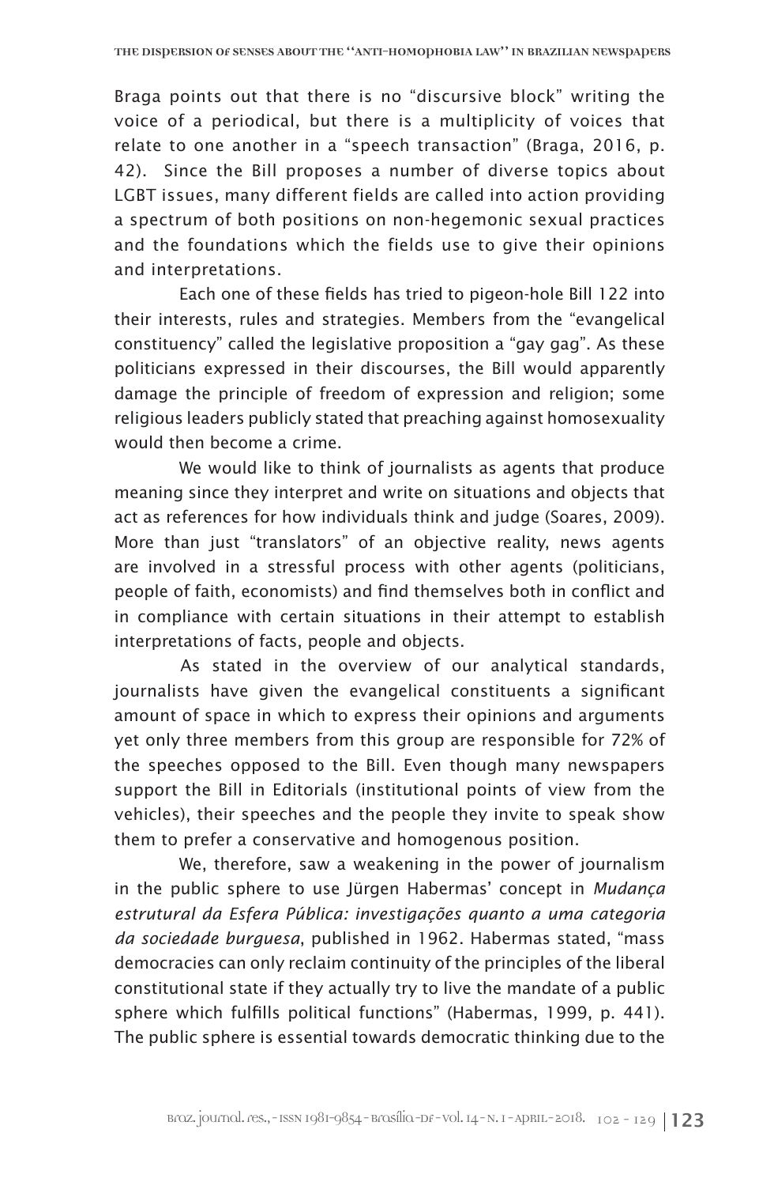Braga points out that there is no "discursive block" writing the voice of a periodical, but there is a multiplicity of voices that relate to one another in a "speech transaction" (Braga, 2016, p. 42). Since the Bill proposes a number of diverse topics about LGBT issues, many different fields are called into action providing a spectrum of both positions on non-hegemonic sexual practices and the foundations which the fields use to give their opinions and interpretations.

Each one of these fields has tried to pigeon-hole Bill 122 into their interests, rules and strategies. Members from the "evangelical constituency" called the legislative proposition a "gay gag". As these politicians expressed in their discourses, the Bill would apparently damage the principle of freedom of expression and religion; some religious leaders publicly stated that preaching against homosexuality would then become a crime.

We would like to think of journalists as agents that produce meaning since they interpret and write on situations and objects that act as references for how individuals think and judge (Soares, 2009). More than just "translators" of an objective reality, news agents are involved in a stressful process with other agents (politicians, people of faith, economists) and find themselves both in conflict and in compliance with certain situations in their attempt to establish interpretations of facts, people and objects.

As stated in the overview of our analytical standards, journalists have given the evangelical constituents a significant amount of space in which to express their opinions and arguments yet only three members from this group are responsible for 72% of the speeches opposed to the Bill. Even though many newspapers support the Bill in Editorials (institutional points of view from the vehicles), their speeches and the people they invite to speak show them to prefer a conservative and homogenous position.

We, therefore, saw a weakening in the power of journalism in the public sphere to use Jürgen Habermas' concept in *Mudança estrutural da Esfera Pública: investigações quanto a uma categoria da sociedade burguesa*, published in 1962. Habermas stated, "mass democracies can only reclaim continuity of the principles of the liberal constitutional state if they actually try to live the mandate of a public sphere which fulfills political functions" (Habermas, 1999, p. 441). The public sphere is essential towards democratic thinking due to the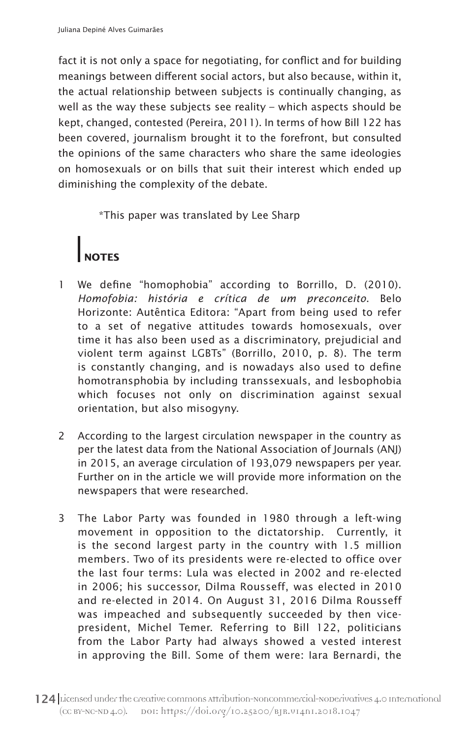fact it is not only a space for negotiating, for conflict and for building meanings between different social actors, but also because, within it, the actual relationship between subjects is continually changing, as well as the way these subjects see reality – which aspects should be kept, changed, contested (Pereira, 2011). In terms of how Bill 122 has been covered, journalism brought it to the forefront, but consulted the opinions of the same characters who share the same ideologies on homosexuals or on bills that suit their interest which ended up diminishing the complexity of the debate.

*This paper was translated by Lee Sharp

## NOTES

1 We define "homophobia" according to Borrillo, D. (2010). *Homofobia: história e crítica de um preconceito*. Belo Horizonte: Autêntica Editora: "Apart from being used to refer to a set of negative attitudes towards homosexuals, over time it has also been used as a discriminatory, prejudicial and violent term against LGBTs" (Borrillo, 2010, p. 8). The term is constantly changing, and is nowadays also used to define homotransphobia by including transsexuals, and lesbophobia which focuses not only on discrimination against sexual orientation, but also misogyny.

2 According to the largest circulation newspaper in the country as per the latest data from the National Association of Journals (ANJ) in 2015, an average circulation of 193,079 newspapers per year. Further on in the article we will provide more information on the newspapers that were researched.

3 The Labor Party was founded in 1980 through a left-wing movement in opposition to the dictatorship. Currently, it is the second largest party in the country with 1.5 million members. Two of its presidents were re-elected to office over the last four terms: Lula was elected in 2002 and re-elected in 2006; his successor, Dilma Rousseff, was elected in 2010 and re-elected in 2014. On August 31, 2016 Dilma Rousseff was impeached and subsequently succeeded by then vice-president, Michel Temer. Referring to Bill 122, politicians from the Labor Party had always showed a vested interest in approving the Bill. Some of them were: Iara Bernardi, the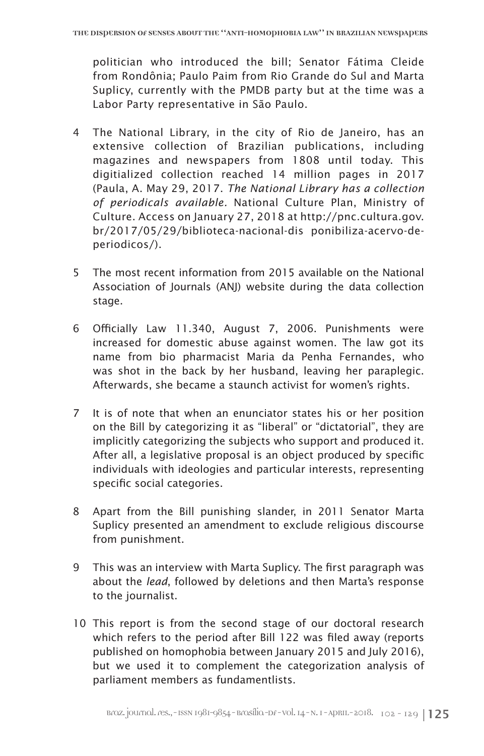politician who introduced the bill; Senator Fátima Cleide from Rondônia; Paulo Paim from Rio Grande do Sul and Marta Suplicy, currently with the PMDB party but at the time was a Labor Party representative in São Paulo.

4 The National Library, in the city of Rio de Janeiro, has an extensive collection of Brazilian publications, including magazines and newspapers from 1808 until today. This digitialized collection reached 14 million pages in 2017 (Paula, A. May 29, 2017. *The National Library has a collection of periodicals available.* National Culture Plan, Ministry of Culture. Access on January 27, 2018 at http://pnc.cultura.gov.br/2017/05/29/biblioteca-nacional-dis ponibiliza-acervo-de-periodicos/).

5 The most recent information from 2015 available on the National Association of Journals (ANJ) website during the data collection stage.

6 Officially Law 11.340, August 7, 2006. Punishments were increased for domestic abuse against women. The law got its name from bio pharmacist Maria da Penha Fernandes, who was shot in the back by her husband, leaving her paraplegic. Afterwards, she became a staunch activist for women's rights.

7 It is of note that when an enunciator states his or her position on the Bill by categorizing it as "liberal" or "dictatorial", they are implicitly categorizing the subjects who support and produced it. After all, a legislative proposal is an object produced by specific individuals with ideologies and particular interests, representing specific social categories.

8 Apart from the Bill punishing slander, in 2011 Senator Marta Suplicy presented an amendment to exclude religious discourse from punishment.

9 This was an interview with Marta Suplicy. The first paragraph was about the *lead*, followed by deletions and then Marta's response to the journalist.

10 This report is from the second stage of our doctoral research which refers to the period after Bill 122 was filed away (reports published on homophobia between January 2015 and July 2016), but we used it to complement the categorization analysis of parliament members as fundamentlists.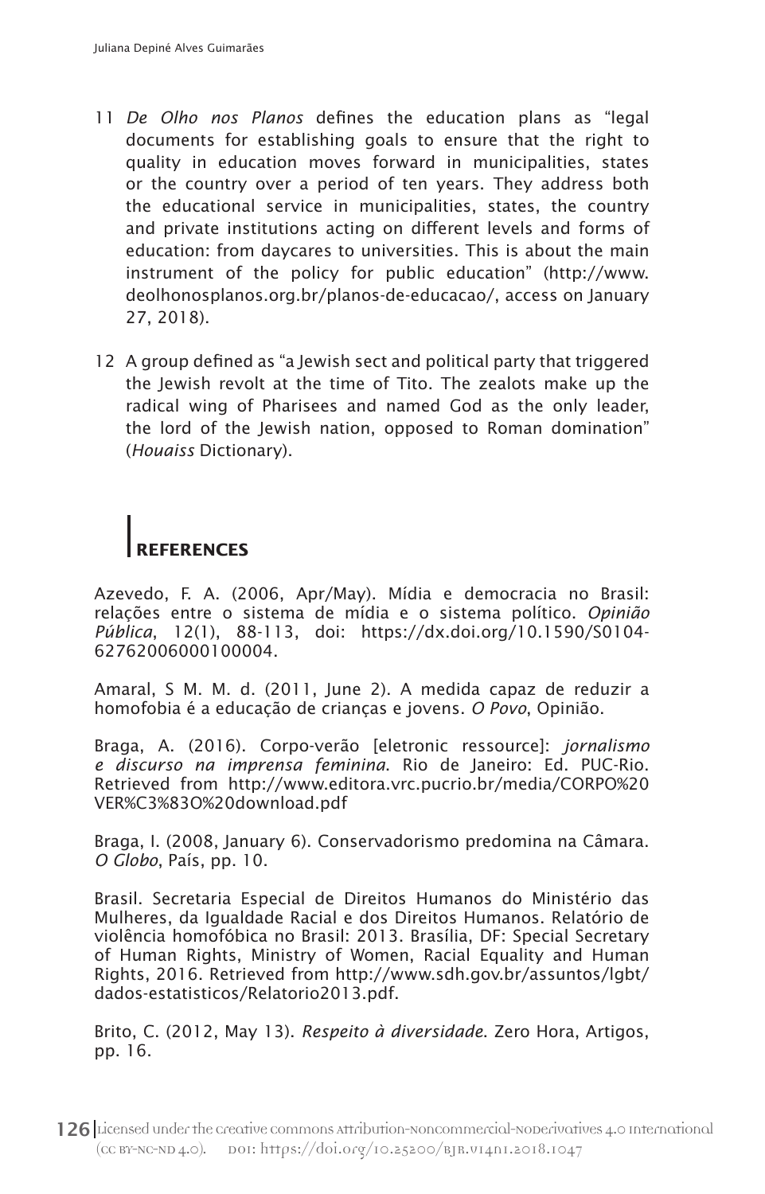11 *De Olho nos Planos* defines the education plans as "legal documents for establishing goals to ensure that the right to quality in education moves forward in municipalities, states or the country over a period of ten years. They address both the educational service in municipalities, states, the country and private institutions acting on different levels and forms of education: from daycares to universities. This is about the main instrument of the policy for public education" (http://www.deolhonosplanos.org.br/planos-de-educacao/, access on January 27, 2018).

12 A group defined as "a Jewish sect and political party that triggered the Jewish revolt at the time of Tito. The zealots make up the radical wing of Pharisees and named God as the only leader, the lord of the Jewish nation, opposed to Roman domination" (*Houaiss* Dictionary).

## REFERENCES

Azevedo, F. A. (2006, Apr/May). Mídia e democracia no Brasil: relações entre o sistema de mídia e o sistema político. *Opinião Pública*, 12(1), 88-113, doi: https://dx.doi.org/10.1590/S0104-62762006000100004.

Amaral, S M. M. d. (2011, June 2). A medida capaz de reduzir a homofobia é a educação de crianças e jovens. *O Povo*, Opinião.

Braga, A. (2016). Corpo-verão [eletronic ressource]: *jornalismo e discurso na imprensa feminina*. Rio de Janeiro: Ed. PUC-Rio. Retrieved from http://www.editora.vrc.pucrio.br/media/CORPO%20VER%C3%83O%20download.pdf

Braga, I. (2008, January 6). Conservadorismo predomina na Câmara. *O Globo*, País, pp. 10.

Brasil. Secretaria Especial de Direitos Humanos do Ministério das Mulheres, da Igualdade Racial e dos Direitos Humanos. Relatório de violência homofóbica no Brasil: 2013. Brasília, DF: Special Secretary of Human Rights, Ministry of Women, Racial Equality and Human Rights, 2016. Retrieved from http://www.sdh.gov.br/assuntos/lgbt/dados-estatisticos/Relatorio2013.pdf.

Brito, C. (2012, May 13). *Respeito à diversidade*. Zero Hora, Artigos, pp. 16.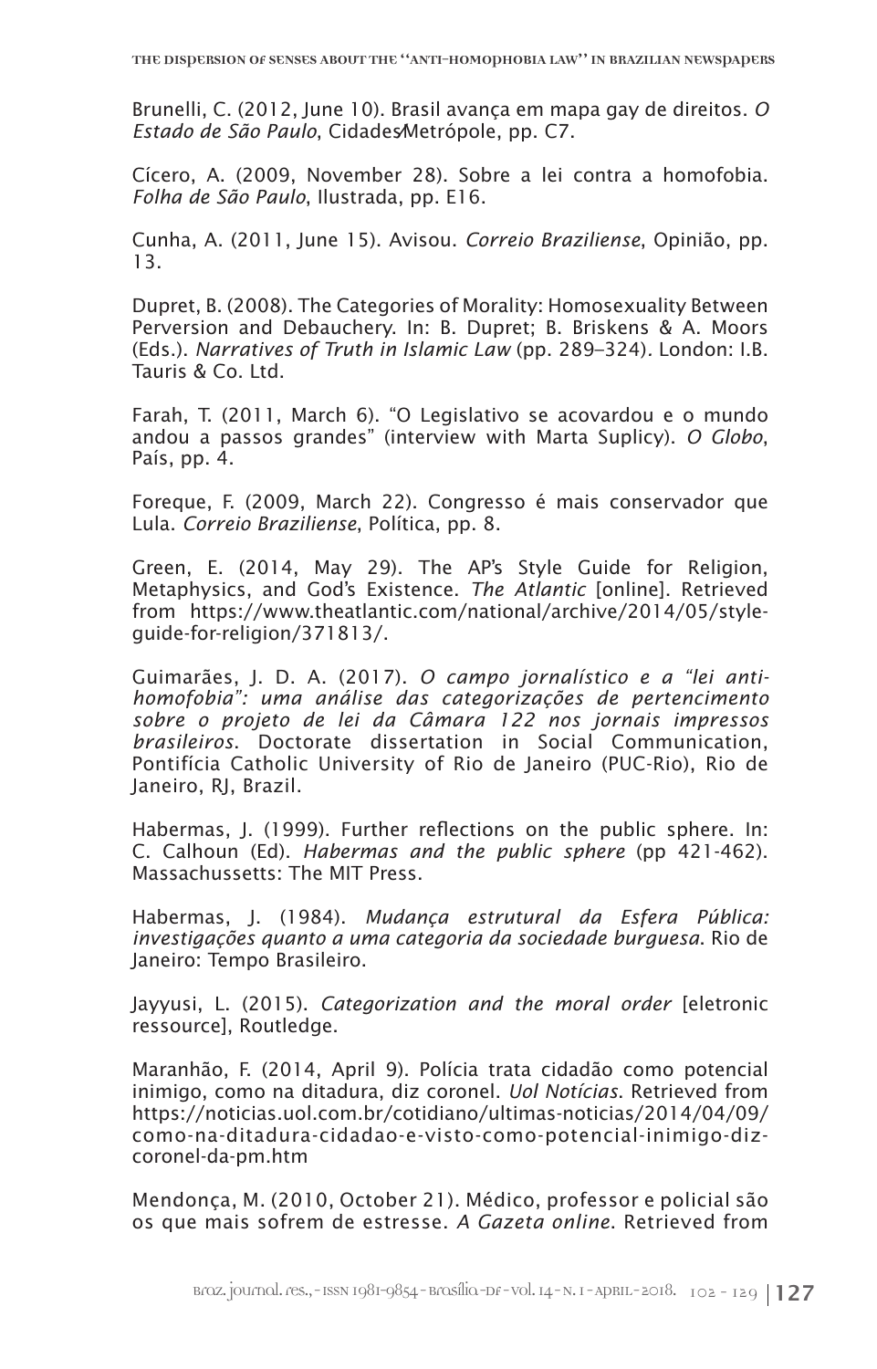Brunelli, C. (2012, June 10). Brasil avança em mapa gay de direitos. *O Estado de São Paulo*, Cidades⁄Metrópole, pp. C7.

Cícero, A. (2009, November 28). Sobre a lei contra a homofobia. *Folha de São Paulo*, Ilustrada, pp. E16.

Cunha, A. (2011, June 15). Avisou. *Correio Braziliense*, Opinião, pp. 13.

Dupret, B. (2008). The Categories of Morality: Homosexuality Between Perversion and Debauchery. In: B. Dupret; B. Briskens & A. Moors (Eds.). *Narratives of Truth in Islamic Law* (pp. 289–324). London: I.B. Tauris & Co. Ltd.

Farah, T. (2011, March 6). "O Legislativo se acovardou e o mundo andou a passos grandes" (interview with Marta Suplicy). *O Globo*, País, pp. 4.

Foreque, F. (2009, March 22). Congresso é mais conservador que Lula. *Correio Braziliense*, Política, pp. 8.

Green, E. (2014, May 29). The AP's Style Guide for Religion, Metaphysics, and God's Existence. *The Atlantic* [online]. Retrieved from https://www.theatlantic.com/national/archive/2014/05/style-guide-for-religion/371813/.

Guimarães, J. D. A. (2017). *O campo jornalístico e a "lei anti-homofobia": uma análise das categorizações de pertencimento sobre o projeto de lei da Câmara 122 nos jornais impressos brasileiros*. Doctorate dissertation in Social Communication, Pontifícia Catholic University of Rio de Janeiro (PUC-Rio), Rio de Janeiro, RJ, Brazil.

Habermas, J. (1999). Further reflections on the public sphere. In: C. Calhoun (Ed). *Habermas and the public sphere* (pp 421-462). Massachussetts: The MIT Press.

Habermas, J. (1984). *Mudança estrutural da Esfera Pública: investigações quanto a uma categoria da sociedade burguesa*. Rio de Janeiro: Tempo Brasileiro.

Jayyusi, L. (2015). *Categorization and the moral order* [eletronic ressource], Routledge.

Maranhão, F. (2014, April 9). Polícia trata cidadão como potencial inimigo, como na ditadura, diz coronel. *Uol Notícias*. Retrieved from https://noticias.uol.com.br/cotidiano/ultimas-noticias/2014/04/09/como-na-ditadura-cidadao-e-visto-como-potencial-inimigo-diz-coronel-da-pm.htm

Mendonça, M. (2010, October 21). Médico, professor e policial são os que mais sofrem de estresse. *A Gazeta online*. Retrieved from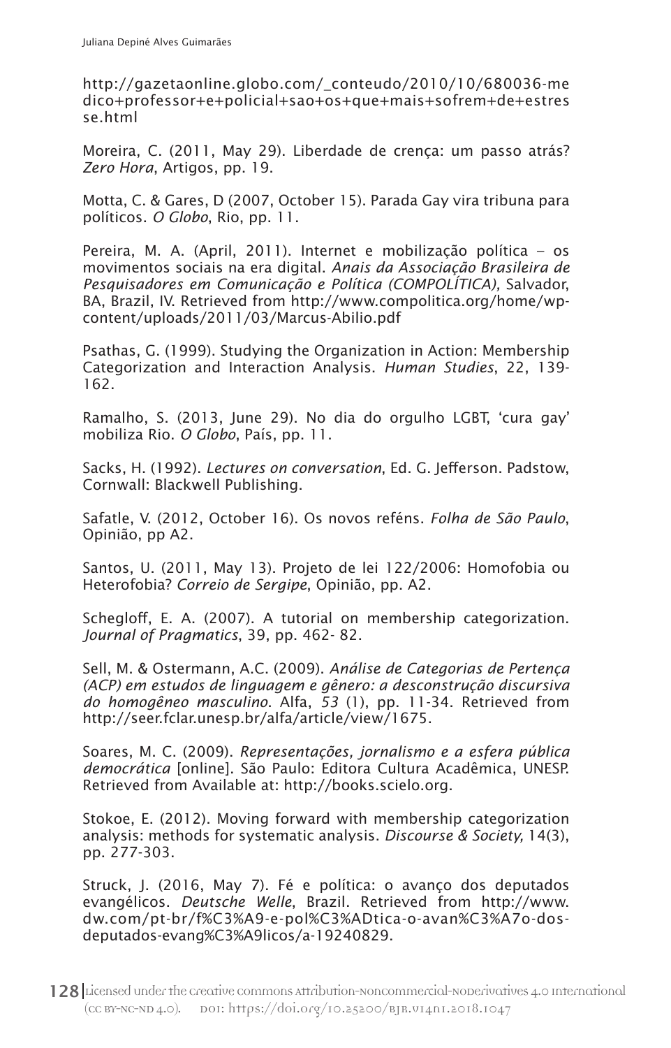http://gazetaonline.globo.com/_conteudo/2010/10/680036-medico+professor+e+policial+sao+os+que+mais+sofrem+de+estresse.html

Moreira, C. (2011, May 29). Liberdade de crença: um passo atrás? *Zero Hora*, Artigos, pp. 19.

Motta, C. & Gares, D (2007, October 15). Parada Gay vira tribuna para políticos. *O Globo*, Rio, pp. 11.

Pereira, M. A. (April, 2011). Internet e mobilização política – os movimentos sociais na era digital. *Anais da Associação Brasileira de Pesquisadores em Comunicação e Política (COMPOLÍTICA),* Salvador, BA, Brazil, IV. Retrieved from http://www.compolitica.org/home/wp-content/uploads/2011/03/Marcus-Abilio.pdf

Psathas, G. (1999). Studying the Organization in Action: Membership Categorization and Interaction Analysis. *Human Studies*, 22, 139-162.

Ramalho, S. (2013, June 29). No dia do orgulho LGBT, 'cura gay' mobiliza Rio. *O Globo*, País, pp. 11.

Sacks, H. (1992). *Lectures on conversation*, Ed. G. Jefferson. Padstow, Cornwall: Blackwell Publishing.

Safatle, V. (2012, October 16). Os novos reféns. *Folha de São Paulo*, Opinião, pp A2.

Santos, U. (2011, May 13). Projeto de lei 122/2006: Homofobia ou Heterofobia? *Correio de Sergipe*, Opinião, pp. A2.

Schegloff, E. A. (2007). A tutorial on membership categorization. *Journal of Pragmatics*, 39, pp. 462- 82.

Sell, M. & Ostermann, A.C. (2009). *Análise de Categorias de Pertença (ACP) em estudos de linguagem e gênero: a desconstrução discursiva do homogêneo masculino*. Alfa, *53* (1), pp. 11-34. Retrieved from http://seer.fclar.unesp.br/alfa/article/view/1675.

Soares, M. C. (2009). *Representações, jornalismo e a esfera pública democrática* [online]. São Paulo: Editora Cultura Acadêmica, UNESP. Retrieved from Available at: http://books.scielo.org.

Stokoe, E. (2012). Moving forward with membership categorization analysis: methods for systematic analysis. *Discourse & Society,* 14(3), pp. 277-303.

Struck, J. (2016, May 7). Fé e política: o avanço dos deputados evangélicos. *Deutsche Welle*, Brazil. Retrieved from http://www.dw.com/pt-br/f%C3%A9-e-pol%C3%ADtica-o-avan%C3%A7o-dos-deputados-evang%C3%A9licos/a-19240829.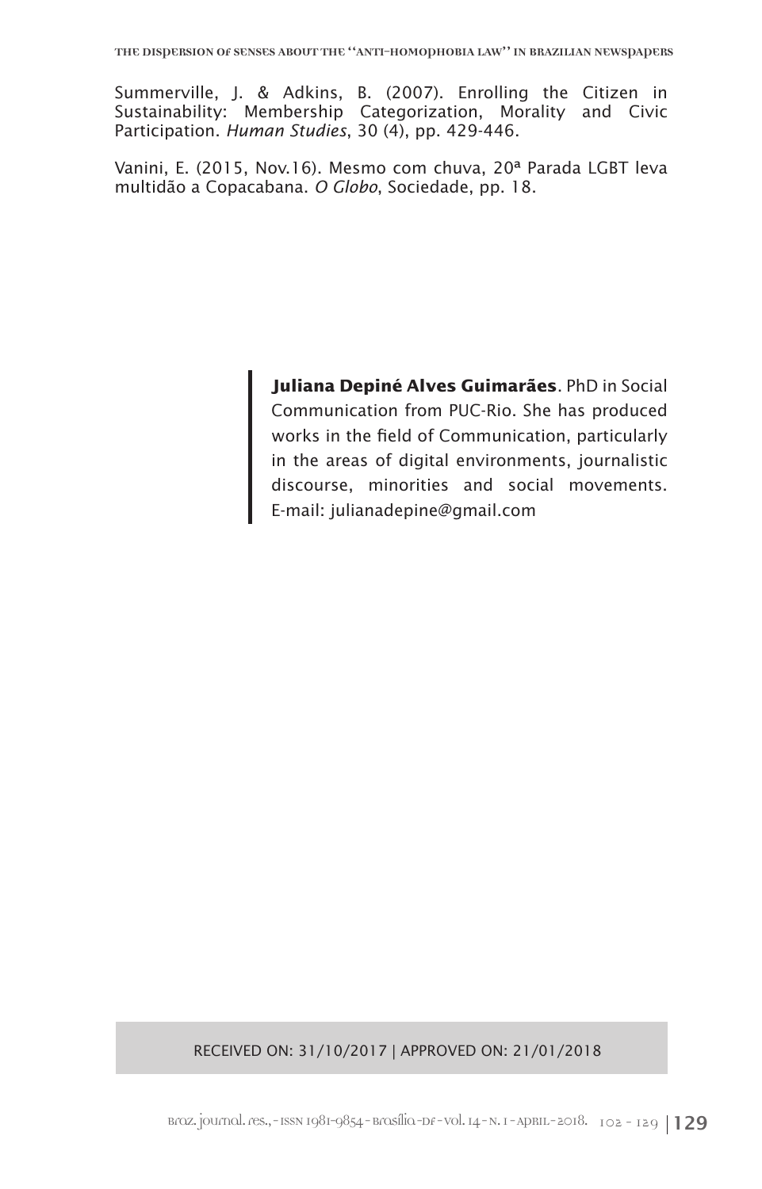Summerville, J. & Adkins, B. (2007). Enrolling the Citizen in Sustainability: Membership Categorization, Morality and Civic Participation. *Human Studies*, 30 (4), pp. 429-446.

Vanini, E. (2015, Nov.16). Mesmo com chuva, 20ª Parada LGBT leva multidão a Copacabana. *O Globo*, Sociedade, pp. 18.

**Juliana Depiné Alves Guimarães**. PhD in Social Communication from PUC-Rio. She has produced works in the field of Communication, particularly in the areas of digital environments, journalistic discourse, minorities and social movements. E-mail: julianadepine@gmail.com

RECEIVED ON: 31/10/2017 | APPROVED ON: 21/01/2018